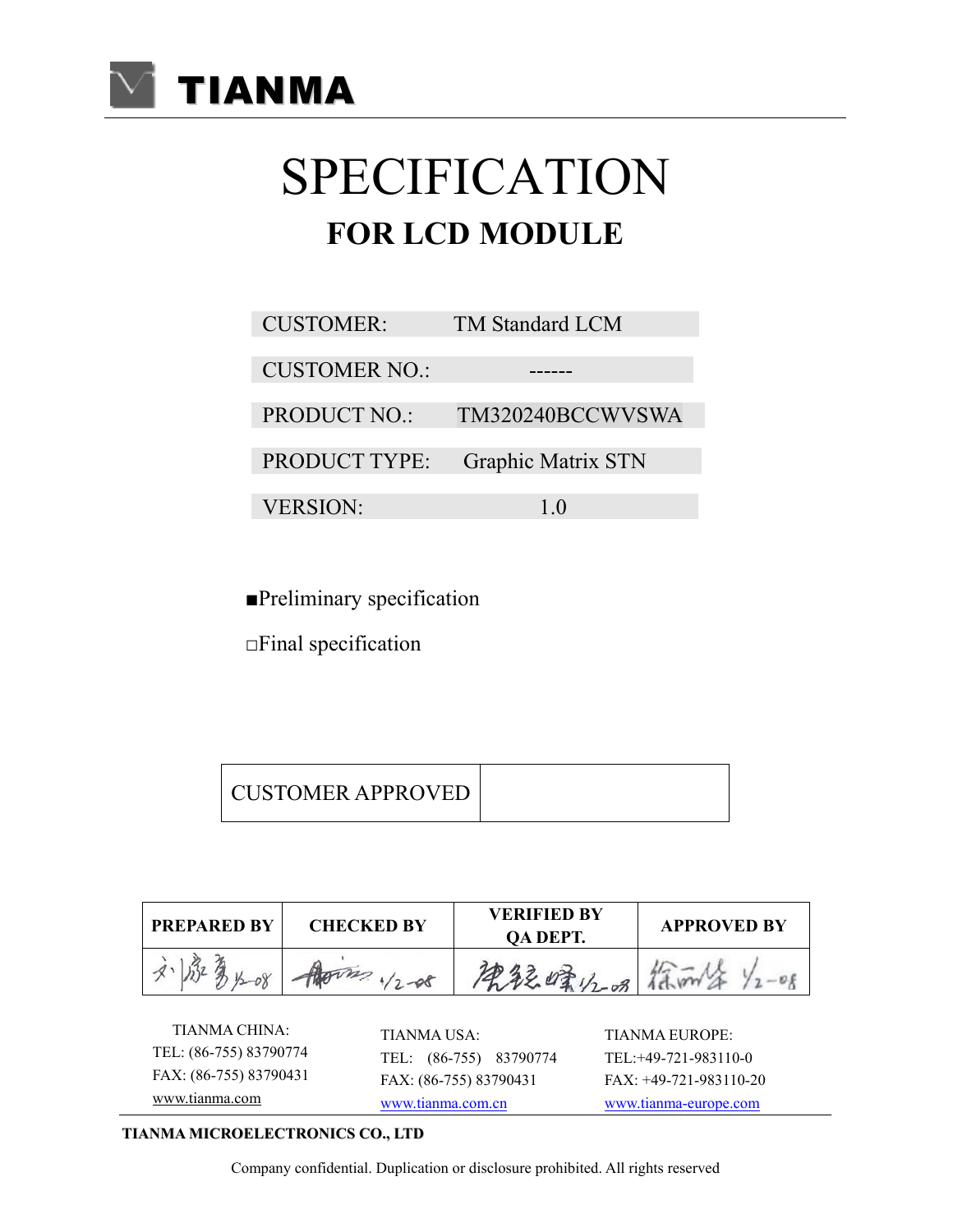TIANMA

# SPECIFICATION

## FOR LCD MODULE

| | |
|---|---|
| CUSTOMER: | TM Standard LCM |
| CUSTOMER NO.: | ------ |
| PRODUCT NO.: | TM320240BCCWVSWA |
| PRODUCT TYPE: | Graphic Matrix STN |
| VERSION: | 1.0 |

■Preliminary specification

□Final specification

| | |
|---|---|
| CUSTOMER APPROVED | |

| PREPARED BY | CHECKED BY | VERIFIED BY QA DEPT. | APPROVED BY |
|---|---|---|---|
| 刘淑彦 1/2-08 | 1/2-08 | 陈锐峰 1/2-08 | 徐丽华 1/2-08 |

TIANMA CHINA:
TEL: (86-755) 83790774
FAX: (86-755) 83790431
www.tianma.com

TIANMA USA:
TEL: (86-755) 83790774
FAX: (86-755) 83790431
www.tianma.com.cn

TIANMA EUROPE:
TEL:+49-721-983110-0
FAX: +49-721-983110-20
www.tianma-europe.com

**TIANMA MICROELECTRONICS CO., LTD**

Company confidential. Duplication or disclosure prohibited. All rights reserved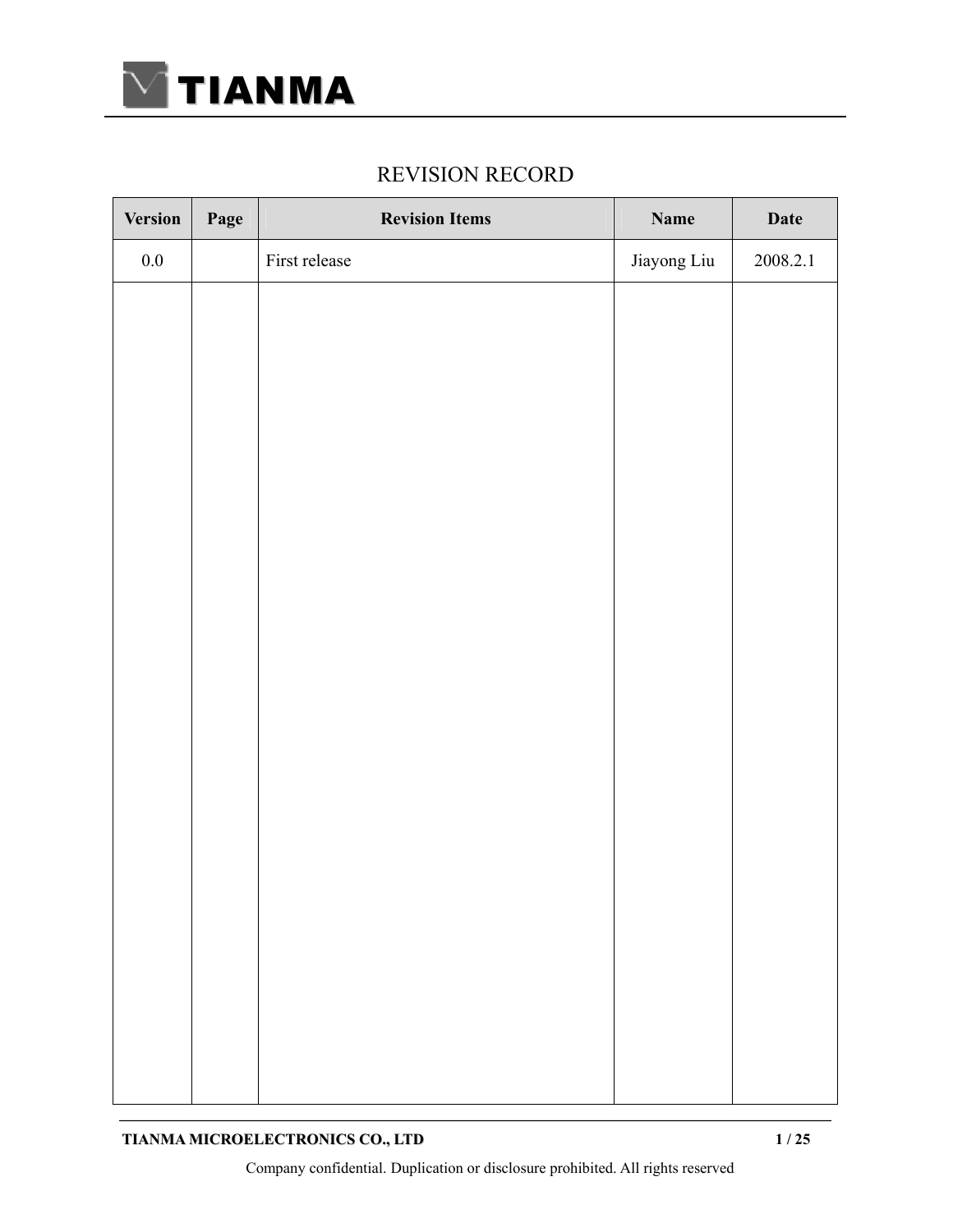# REVISION RECORD

| Version | Page | Revision Items | Name | Date |
|---|---|---|---|---|
| 0.0 | | First release | Jiayong Liu | 2008.2.1 |
| | | | | |

Company confidential. Duplication or disclosure prohibited. All rights reserved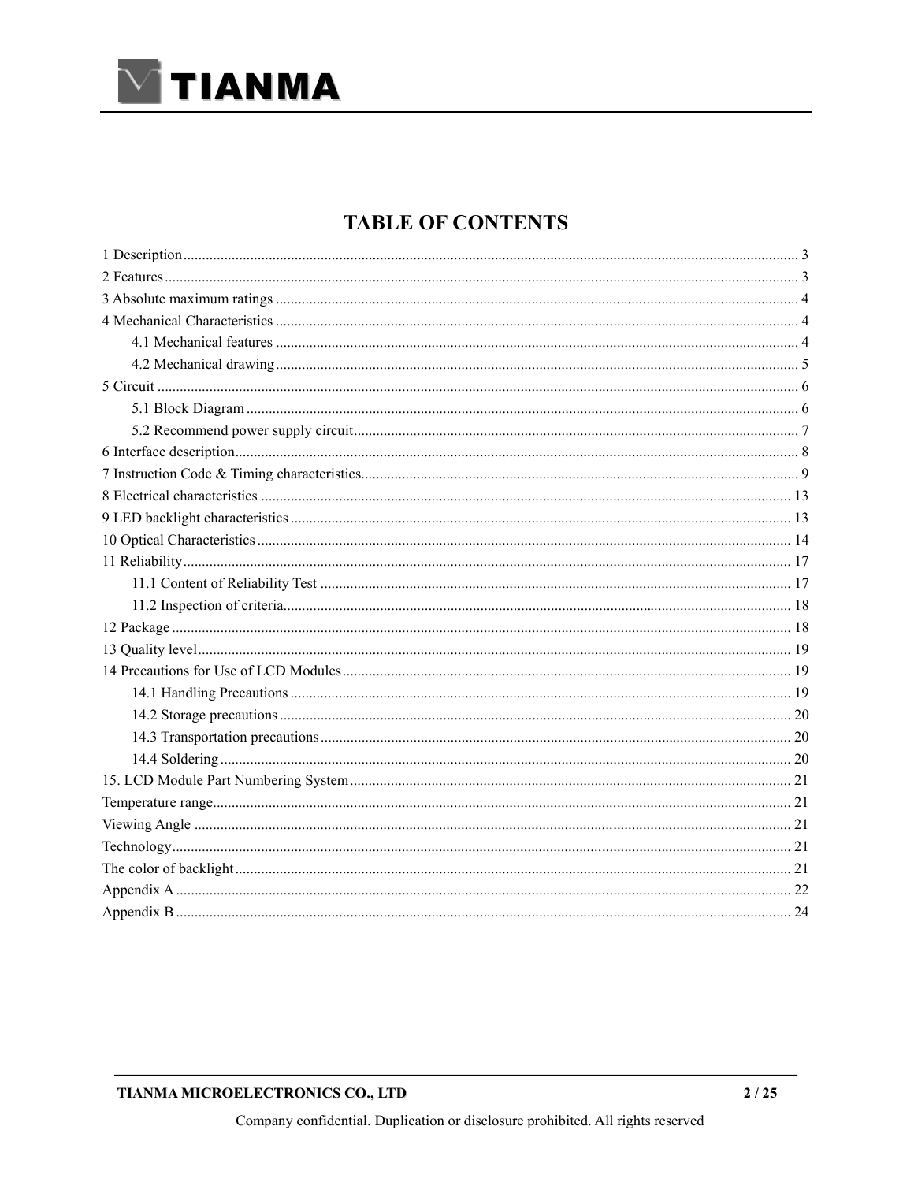# TABLE OF CONTENTS

1 Description ........................................................................................................ 3
2 Features ............................................................................................................. 3
3 Absolute maximum ratings .............................................................................. 4
4 Mechanical Characteristics .............................................................................. 4
    4.1 Mechanical features .................................................................................. 4
    4.2 Mechanical drawing .................................................................................. 5
5 Circuit ................................................................................................................ 6
    5.1 Block Diagram ........................................................................................... 6
    5.2 Recommend power supply circuit ............................................................. 7
6 Interface description .......................................................................................... 8
7 Instruction Code & Timing characteristics ........................................................ 9
8 Electrical characteristics .................................................................................. 13
9 LED backlight characteristics .......................................................................... 13
10 Optical Characteristics ................................................................................... 14
11 Reliability ....................................................................................................... 17
    11.1 Content of Reliability Test ..................................................................... 17
    11.2 Inspection of criteria ............................................................................... 18
12 Package .......................................................................................................... 18
13 Quality level ................................................................................................... 19
14 Precautions for Use of LCD Modules ............................................................ 19
    14.1 Handling Precautions ............................................................................. 19
    14.2 Storage precautions ................................................................................ 20
    14.3 Transportation precautions ..................................................................... 20
    14.4 Soldering ................................................................................................ 20
15. LCD Module Part Numbering System .......................................................... 21
Temperature range ............................................................................................... 21
Viewing Angle ..................................................................................................... 21
Technology .......................................................................................................... 21
The color of backlight .......................................................................................... 21
Appendix A .......................................................................................................... 22
Appendix B .......................................................................................................... 24

Company confidential. Duplication or disclosure prohibited. All rights reserved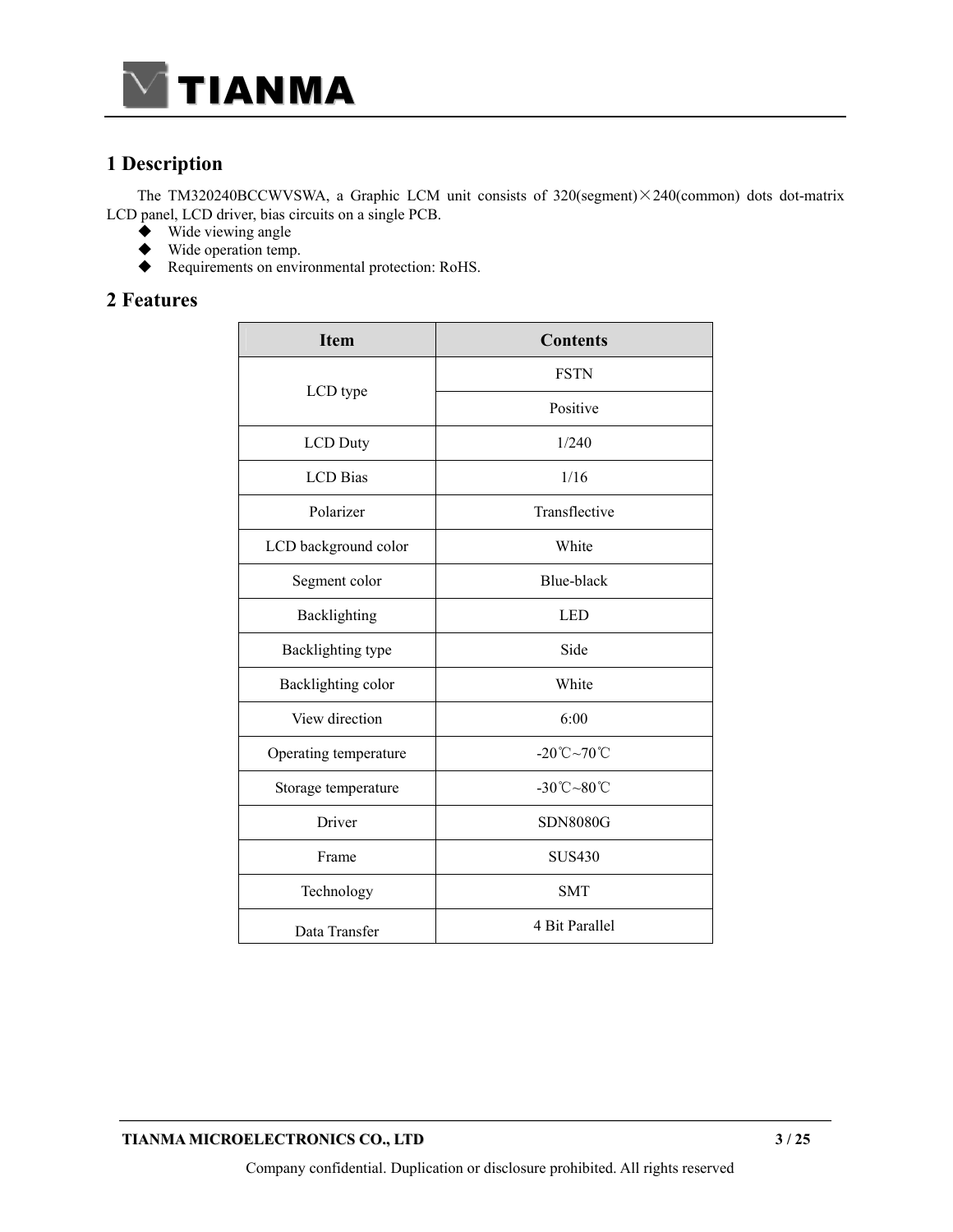## 1 Description

The TM320240BCCWVSWA, a Graphic LCM unit consists of 320(segment)×240(common) dots dot-matrix LCD panel, LCD driver, bias circuits on a single PCB.

- Wide viewing angle
- Wide operation temp.
- Requirements on environmental protection: RoHS.

## 2 Features

| Item | Contents |
|---|---|
| LCD type | FSTN |
| | Positive |
| LCD Duty | 1/240 |
| LCD Bias | 1/16 |
| Polarizer | Transflective |
| LCD background color | White |
| Segment color | Blue-black |
| Backlighting | LED |
| Backlighting type | Side |
| Backlighting color | White |
| View direction | 6:00 |
| Operating temperature | -20℃~70℃ |
| Storage temperature | -30℃~80℃ |
| Driver | SDN8080G |
| Frame | SUS430 |
| Technology | SMT |
| Data Transfer | 4 Bit Parallel |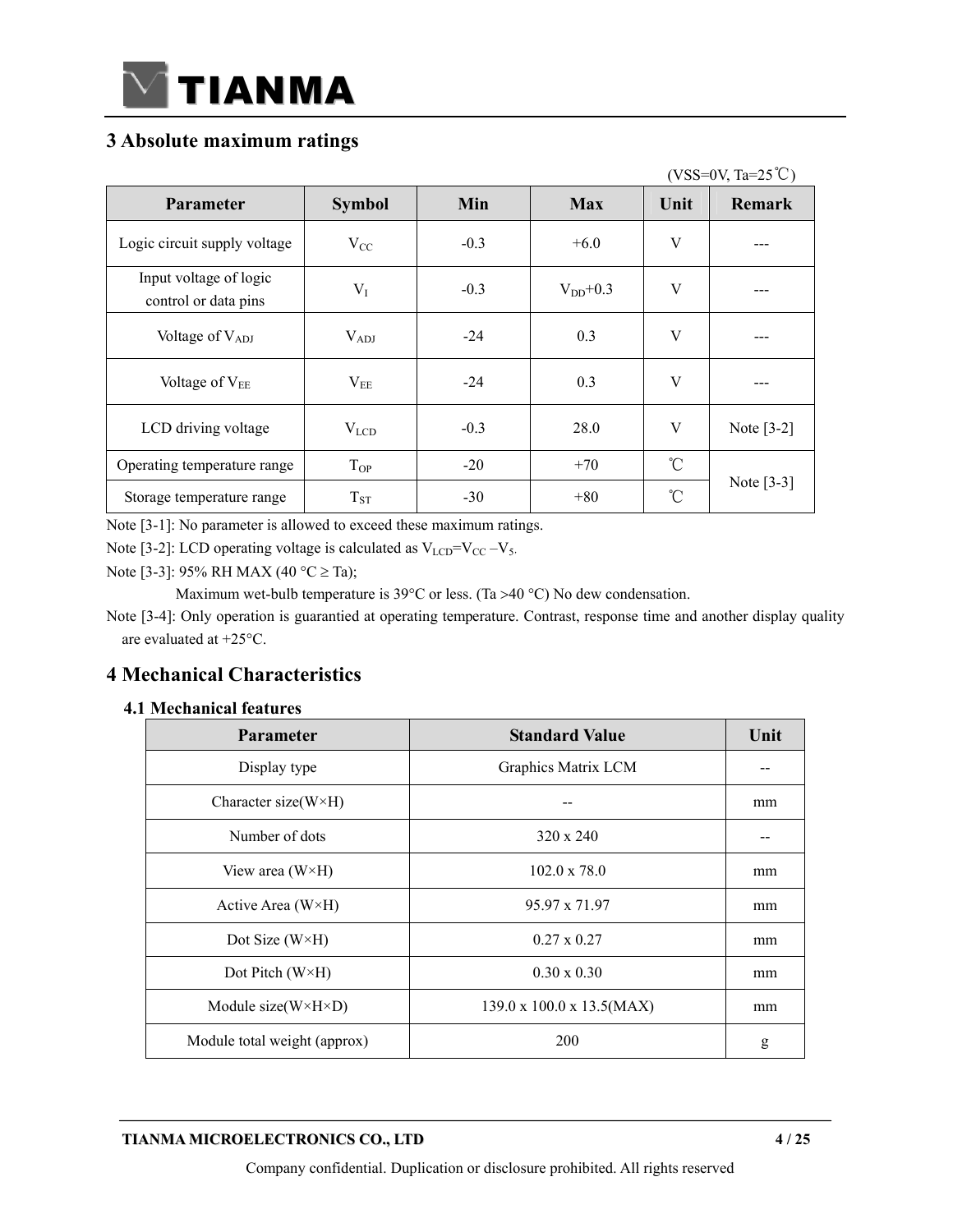## 3 Absolute maximum ratings

(VSS=0V, Ta=25℃)

| Parameter | Symbol | Min | Max | Unit | Remark |
|---|---|---|---|---|---|
| Logic circuit supply voltage | $V_{CC}$ | -0.3 | +6.0 | V | --- |
| Input voltage of logic control or data pins | $V_I$ | -0.3 | $V_{DD}$+0.3 | V | --- |
| Voltage of $V_{ADJ}$ | $V_{ADJ}$ | -24 | 0.3 | V | --- |
| Voltage of $V_{EE}$ | $V_{EE}$ | -24 | 0.3 | V | --- |
| LCD driving voltage | $V_{LCD}$ | -0.3 | 28.0 | V | Note [3-2] |
| Operating temperature range | $T_{OP}$ | -20 | +70 | ℃ | Note [3-3] |
| Storage temperature range | $T_{ST}$ | -30 | +80 | ℃ | |

Note [3-1]: No parameter is allowed to exceed these maximum ratings.

Note [3-2]: LCD operating voltage is calculated as $V_{LCD}=V_{CC}-V_5$.

Note [3-3]: 95% RH MAX (40 °C ≥ Ta);

Maximum wet-bulb temperature is 39°C or less. (Ta >40 °C) No dew condensation.

Note [3-4]: Only operation is guarantied at operating temperature. Contrast, response time and another display quality are evaluated at +25°C.

## 4 Mechanical Characteristics

### 4.1 Mechanical features

| Parameter | Standard Value | Unit |
|---|---|---|
| Display type | Graphics Matrix LCM | -- |
| Character size(W×H) | -- | mm |
| Number of dots | 320 x 240 | -- |
| View area (W×H) | 102.0 x 78.0 | mm |
| Active Area (W×H) | 95.97 x 71.97 | mm |
| Dot Size (W×H) | 0.27 x 0.27 | mm |
| Dot Pitch (W×H) | 0.30 x 0.30 | mm |
| Module size(W×H×D) | 139.0 x 100.0 x 13.5(MAX) | mm |
| Module total weight (approx) | 200 | g |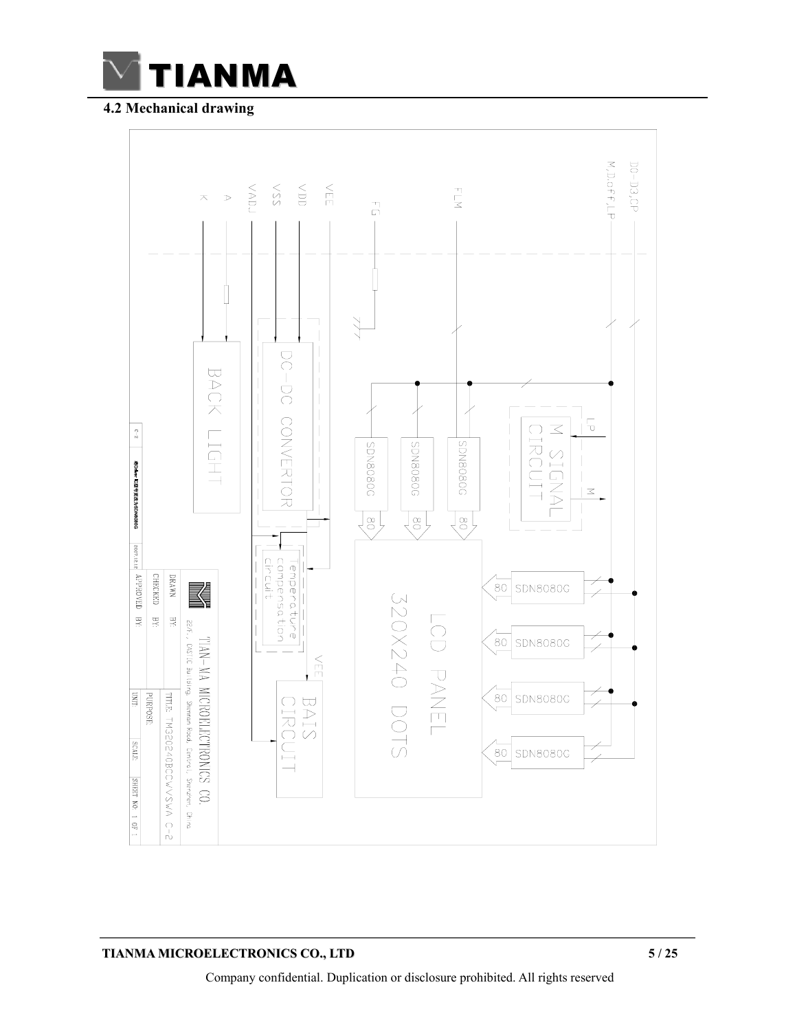## 4.2 Mechanical drawing

D0-D3,CP

M,Doff,LP

FLM

FG

VEE

VDD

VSS

VADJ

A

K

BACK LIGHT

DC-DC CONVERTOR

Temperature compensation circuit

VEE

BAIS CIRCUIT

M SIGNAL CIRCUIT

LP

M

SDN8080G

SDN8080G

SDN8080G

80

80

80

LCD PANEL

320X240 DOTS

80 SDN8080G

80 SDN8080G

80 SDN8080G

80 SDN8080G

TIAN-MA MICROELECTRONICS CO.

22/F., CASTIC Building, Shennan Road, Central, Shenzhen, China

| DRAWN BY: | TITLE: TM320240BCCWVSWA C-2 |
|---|---|
| CHECKED BY: | PURPOSE: |
| APPROVED BY: | UNIT: SCALE: SHEET NO. 1 OF 1 |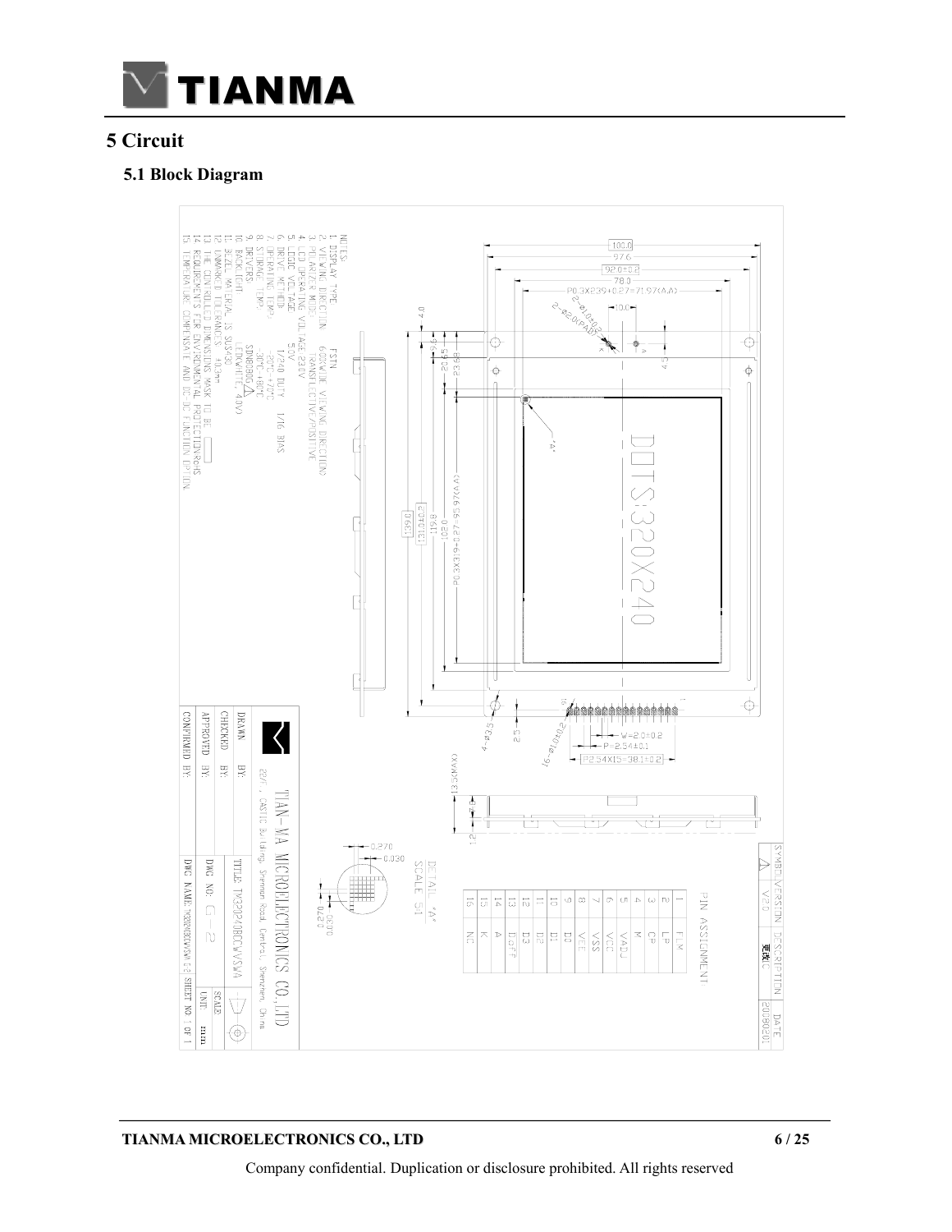# 5 Circuit

## 5.1 Block Diagram

NOTES:
1. DISPLAY TYPE FSTN
2. VIEWING DIRECTION 6:00(WIDE VIEWING DIRECTION)
3. POLARIZER MODE TRANSFLECTIVE/POSITIVE
4. LCD OPERATING VOLTAGE 23.0V
5. LOGIC VOLTAGE 5.0V
6. DRIVE METHOD 1/240 DUTY 1/16 BIAS
7. OPERATING TEMP. -20°C~+70°C
8. STORAGE TEMP. -30°C~+80°C
9. DRIVERS SDN8080G
10. BACKLIGHT LED(WHITE, 4.0V)
11. BEZEL MATERIAL IS SUS430
12. UNMARKED TOLERANCES ±0.3mm
13. THE CONTROLLED DIMENSIONS MASK TO BE
14. REQUIREMENTS FOR ENVIRONMENTAL PROTECTION:RoHS
15. TEMPERATURE COMPENSATE AND DC-DC FUNCTION OPTION

DOTS:320X240

PIN ASSIGNMENT

| | |
|---|---|
| 1 | FLM |
| 2 | LP |
| 3 | CP |
| 4 | M |
| 5 | VADJ |
| 6 | VCC |
| 7 | VSS |
| 8 | VEE |
| 9 | D0 |
| 10 | D1 |
| 11 | D2 |
| 12 | D3 |
| 13 | DOFF |
| 14 | A |
| 15 | K |
| 16 | NC |

| SYMBOL | VERSION | DESCRIPTION | DATE |
|---|---|---|---|
| | V2.0 | 更改C | 20080201 |

TIAN-MA MICROELECTRONICS CO.,LTD

22/F, CASTIC Building, Shennan Road, Central, Shenzhen, China

TITLE: TM320240BCCWVSWA

DWG NO: G-2

DWG NAME: TM320240BCCWVSWA G-2 SHEET NO. 1 OF 1

DRAWN BY:

CHECKED BY:

APPROVED BY:

CONFIRMED BY:

SCALE

UNIT: mm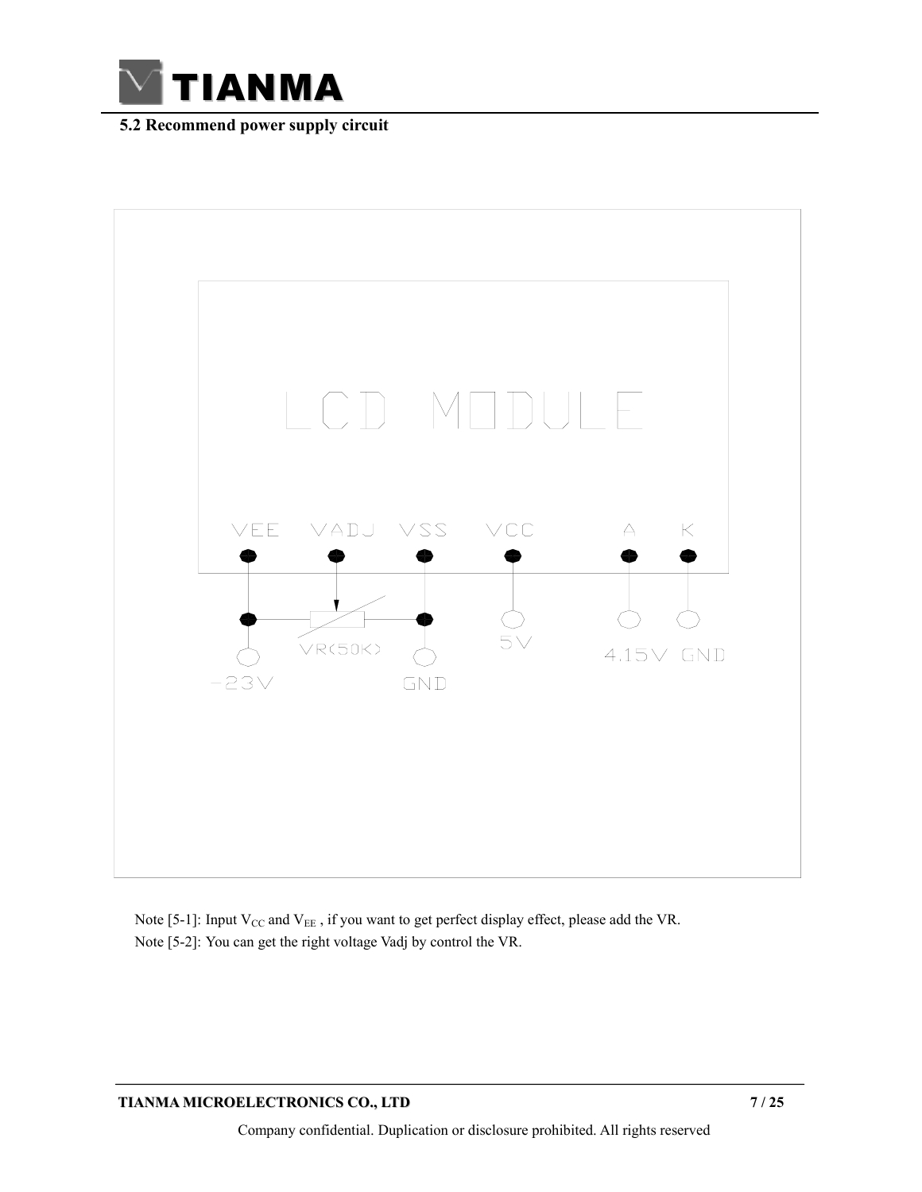## 5.2 Recommend power supply circuit

LCD MODULE

VEE VADJ VSS VCC A K

VR(50K)

-23V GND 5V 4.15V GND

Note [5-1]: Input $V_{CC}$ and $V_{EE}$ , if you want to get perfect display effect, please add the VR.

Note [5-2]: You can get the right voltage Vadj by control the VR.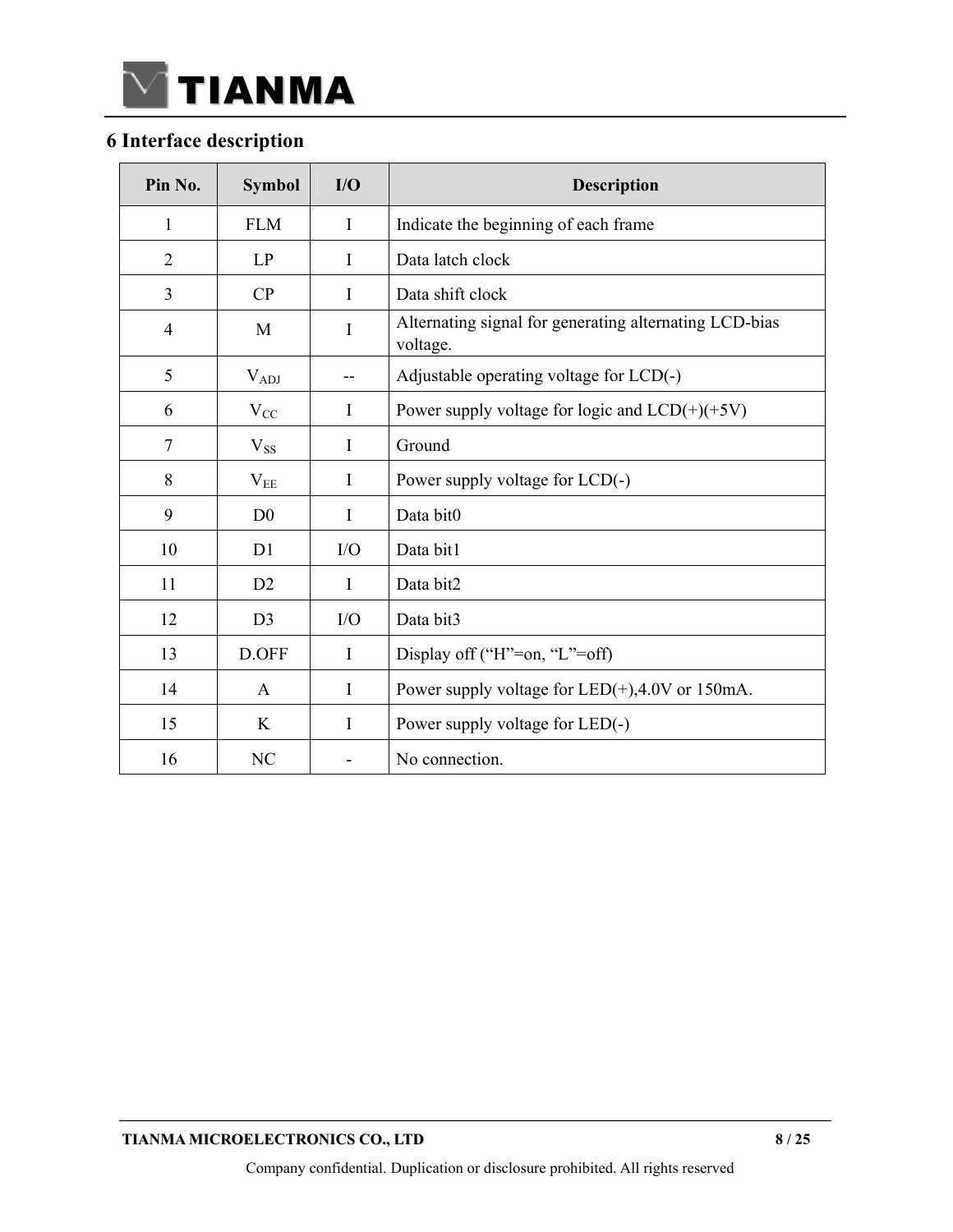## 6 Interface description

| Pin No. | Symbol | I/O | Description |
|---|---|---|---|
| 1 | FLM | I | Indicate the beginning of each frame |
| 2 | LP | I | Data latch clock |
| 3 | CP | I | Data shift clock |
| 4 | M | I | Alternating signal for generating alternating LCD-bias voltage. |
| 5 | $V_{ADJ}$ | -- | Adjustable operating voltage for LCD(-) |
| 6 | $V_{CC}$ | I | Power supply voltage for logic and LCD(+)(+5V) |
| 7 | $V_{SS}$ | I | Ground |
| 8 | $V_{EE}$ | I | Power supply voltage for LCD(-) |
| 9 | D0 | I | Data bit0 |
| 10 | D1 | I/O | Data bit1 |
| 11 | D2 | I | Data bit2 |
| 12 | D3 | I/O | Data bit3 |
| 13 | D.OFF | I | Display off ("H"=on, "L"=off) |
| 14 | A | I | Power supply voltage for LED(+),4.0V or 150mA. |
| 15 | K | I | Power supply voltage for LED(-) |
| 16 | NC | - | No connection. |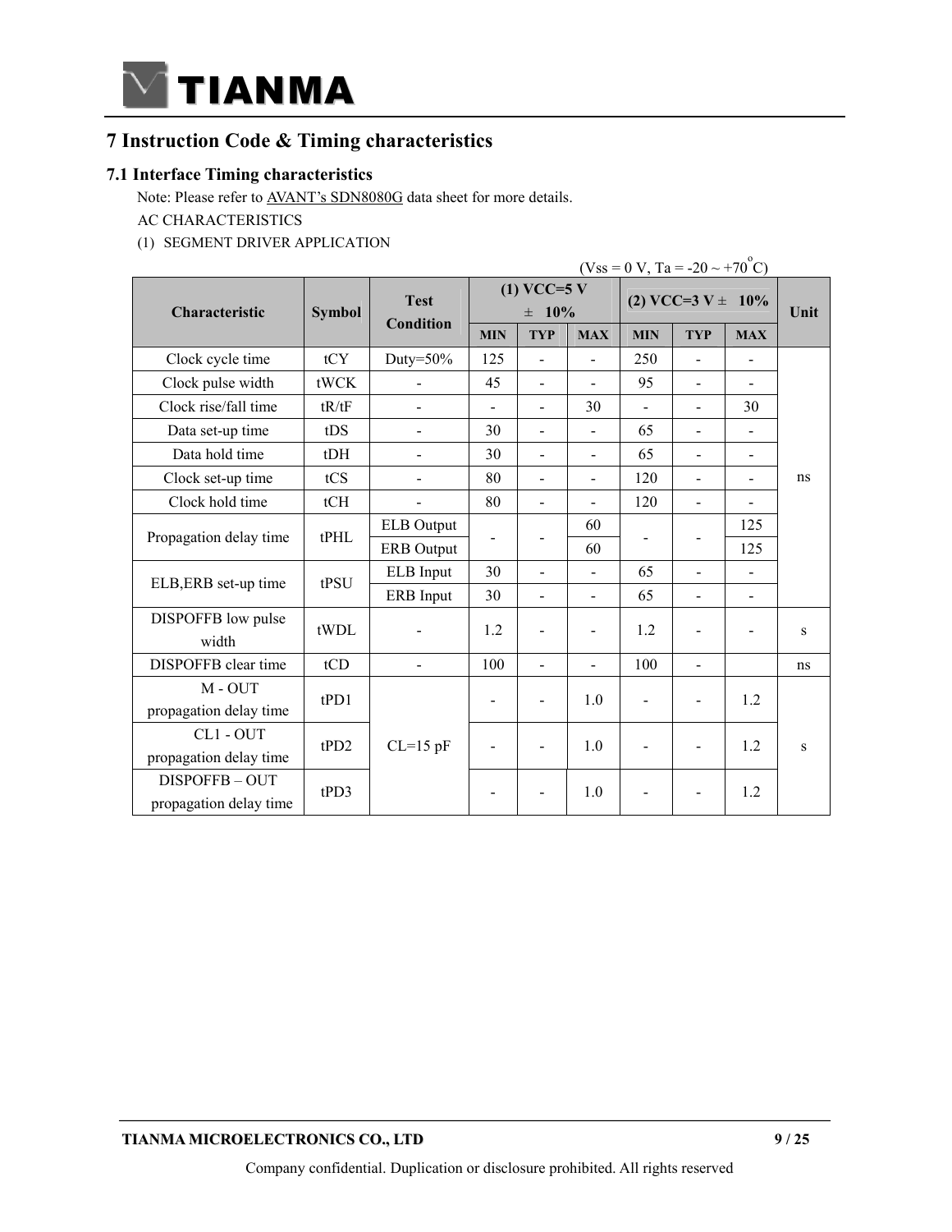## 7 Instruction Code & Timing characteristics

### 7.1 Interface Timing characteristics

Note: Please refer to AVANT's SDN8080G data sheet for more details.

AC CHARACTERISTICS

(1) SEGMENT DRIVER APPLICATION

(Vss = 0 V, Ta = -20 ~ +70°C)

| Characteristic | Symbol | Test Condition | (1) VCC=5 V ± 10% | | | (2) VCC=3 V ± 10% | | | Unit |
|---|---|---|---|---|---|---|---|---|---|
| | | | MIN | TYP | MAX | MIN | TYP | MAX | |
| Clock cycle time | tCY | Duty=50% | 125 | - | - | 250 | - | - | ns |
| Clock pulse width | tWCK | - | 45 | - | - | 95 | - | - | ns |
| Clock rise/fall time | tR/tF | - | - | - | 30 | - | - | 30 | ns |
| Data set-up time | tDS | - | 30 | - | - | 65 | - | - | ns |
| Data hold time | tDH | - | 30 | - | - | 65 | - | - | ns |
| Clock set-up time | tCS | - | 80 | - | - | 120 | - | - | ns |
| Clock hold time | tCH | - | 80 | - | - | 120 | - | - | ns |
| Propagation delay time | tPHL | ELB Output | - | - | 60 | - | - | 125 | ns |
| | | ERB Output | | | 60 | | | 125 | ns |
| ELB,ERB set-up time | tPSU | ELB Input | 30 | - | - | 65 | - | - | ns |
| | | ERB Input | 30 | - | - | 65 | - | - | ns |
| DISPOFFB low pulse width | tWDL | - | 1.2 | - | - | 1.2 | - | - | s |
| DISPOFFB clear time | tCD | - | 100 | - | - | 100 | - | | ns |
| M - OUT propagation delay time | tPD1 | CL=15 pF | - | - | 1.0 | - | - | 1.2 | s |
| CL1 - OUT propagation delay time | tPD2 | CL=15 pF | - | - | 1.0 | - | - | 1.2 | s |
| DISPOFFB – OUT propagation delay time | tPD3 | CL=15 pF | - | - | 1.0 | - | - | 1.2 | s |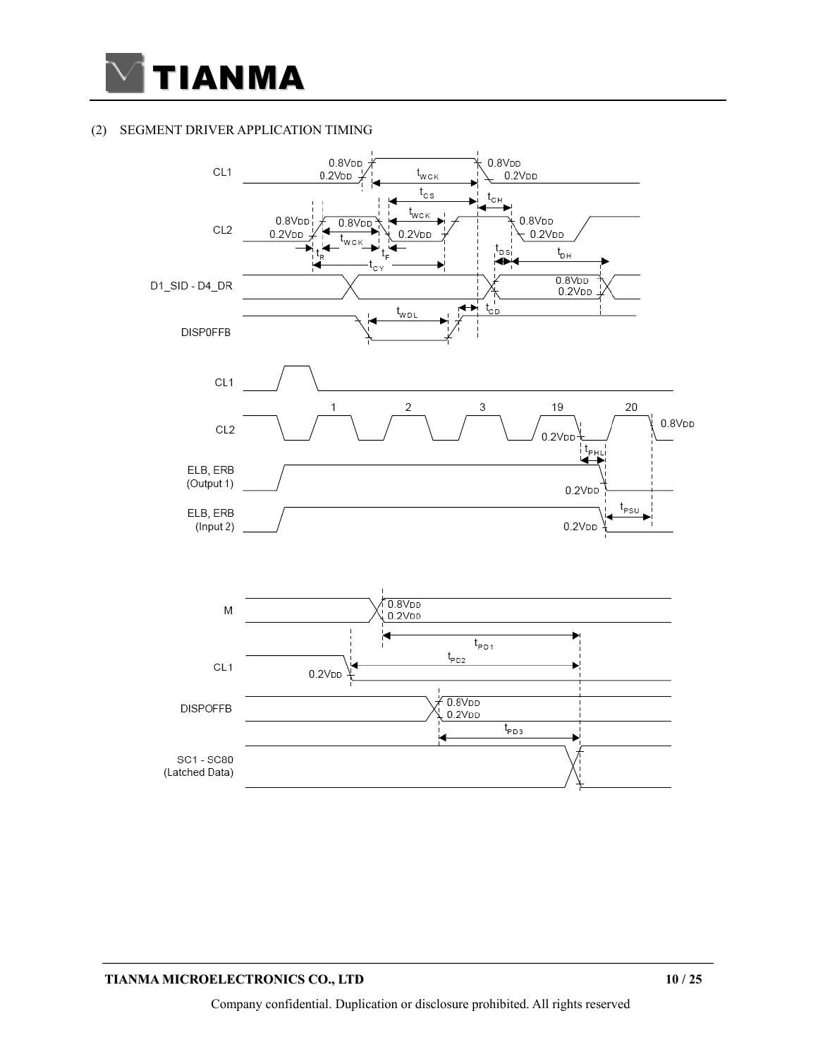(2) SEGMENT DRIVER APPLICATION TIMING

CL1
0.8VDD
0.2VDD
$t_{WCK}$
0.8VDD
0.2VDD

CL2
0.8VDD
0.2VDD
0.8VDD
0.2VDD
$t_{CS}$
$t_{CH}$
$t_{WCK}$
$t_{WCK}$
0.8VDD
0.2VDD
$t_R$
$t_F$
$t_{CY}$
$t_{DS}$
$t_{DH}$

D1_SID - D4_DR
0.8VDD
0.2VDD

DISP0FFB
$t_{WDL}$
$t_{CD}$

CL1

CL2
1
2
3
19
20
0.2VDD
0.8VDD
$t_{PHL}$

ELB, ERB
(Output 1)
0.2VDD

ELB, ERB
(Input 2)
0.2VDD
$t_{PSU}$

M
0.8VDD
0.2VDD
$t_{PD1}$

CL1
0.2VDD
$t_{PD2}$

DISPOFFB
0.8VDD
0.2VDD
$t_{PD3}$

SC1 - SC80
(Latched Data)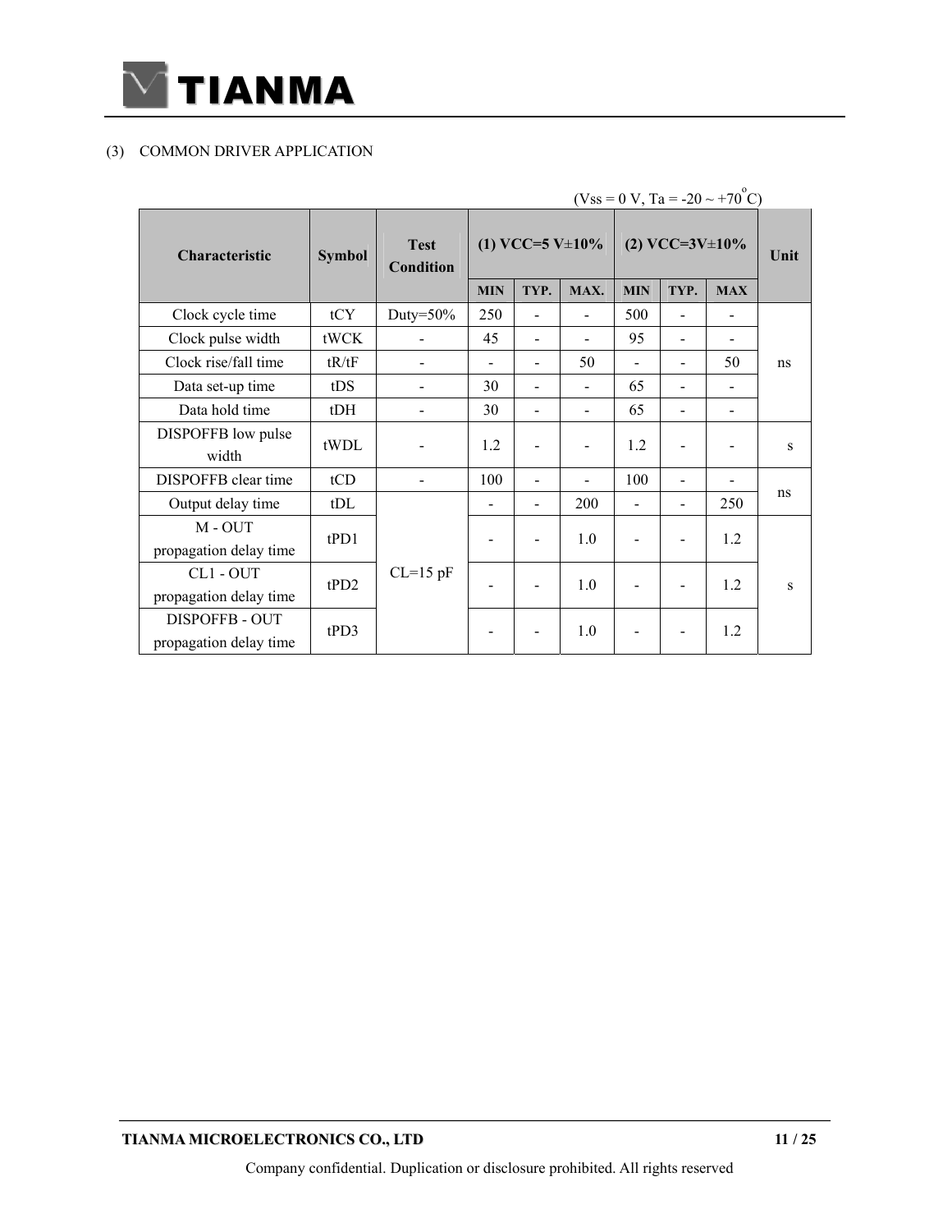(3) COMMON DRIVER APPLICATION

(Vss = 0 V, Ta = -20 ~ +70°C)

| Characteristic | Symbol | Test Condition | (1) VCC=5 V±10% | | | (2) VCC=3V±10% | | | Unit |
|---|---|---|---|---|---|---|---|---|---|
| | | | MIN | TYP. | MAX. | MIN | TYP. | MAX | |
| Clock cycle time | tCY | Duty=50% | 250 | - | - | 500 | - | - | ns |
| Clock pulse width | tWCK | - | 45 | - | - | 95 | - | - | ns |
| Clock rise/fall time | tR/tF | - | - | - | 50 | - | - | 50 | ns |
| Data set-up time | tDS | - | 30 | - | - | 65 | - | - | ns |
| Data hold time | tDH | - | 30 | - | - | 65 | - | - | ns |
| DISPOFFB low pulse width | tWDL | - | 1.2 | - | - | 1.2 | - | - | s |
| DISPOFFB clear time | tCD | - | 100 | - | - | 100 | - | - | ns |
| Output delay time | tDL | CL=15 pF | - | - | 200 | - | - | 250 | ns |
| M - OUT propagation delay time | tPD1 | CL=15 pF | - | - | 1.0 | - | - | 1.2 | s |
| CL1 - OUT propagation delay time | tPD2 | CL=15 pF | - | - | 1.0 | - | - | 1.2 | s |
| DISPOFFB - OUT propagation delay time | tPD3 | CL=15 pF | - | - | 1.0 | - | - | 1.2 | s |

TIANMA MICROELECTRONICS CO., LTD

Company confidential. Duplication or disclosure prohibited. All rights reserved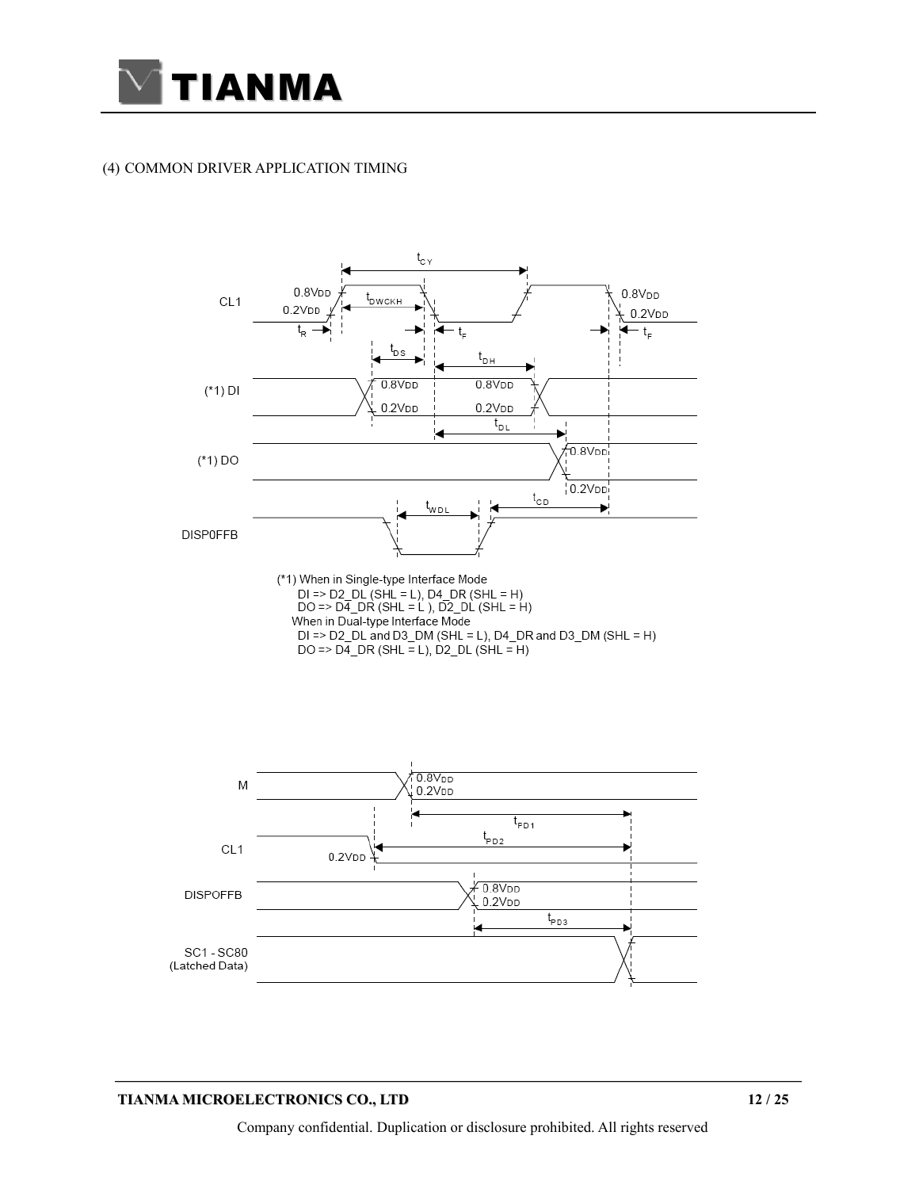(4) COMMON DRIVER APPLICATION TIMING

CL1

$t_{CY}$

$t_{DWCKH}$

0.8VDD

0.2VDD

$t_R$

$t_F$

$t_{DS}$

$t_{DH}$

(*1) DI

0.8VDD 0.8VDD

0.2VDD 0.2VDD

$t_{DL}$

(*1) DO

0.8VDD

0.2VDD

$t_{WDL}$

$t_{CD}$

DISP0FFB

(*1) When in Single-type Interface Mode
DI => D2_DL (SHL = L), D4_DR (SHL = H)
DO => D4_DR (SHL = L ), D2_DL (SHL = H)
When in Dual-type Interface Mode
DI => D2_DL and D3_DM (SHL = L), D4_DR and D3_DM (SHL = H)
DO => D4_DR (SHL = L), D2_DL (SHL = H)

M

0.8VDD

0.2VDD

$t_{PD1}$

$t_{PD2}$

CL1

0.2VDD

DISPOFFB

0.8VDD

0.2VDD

$t_{PD3}$

SC1 - SC80
(Latched Data)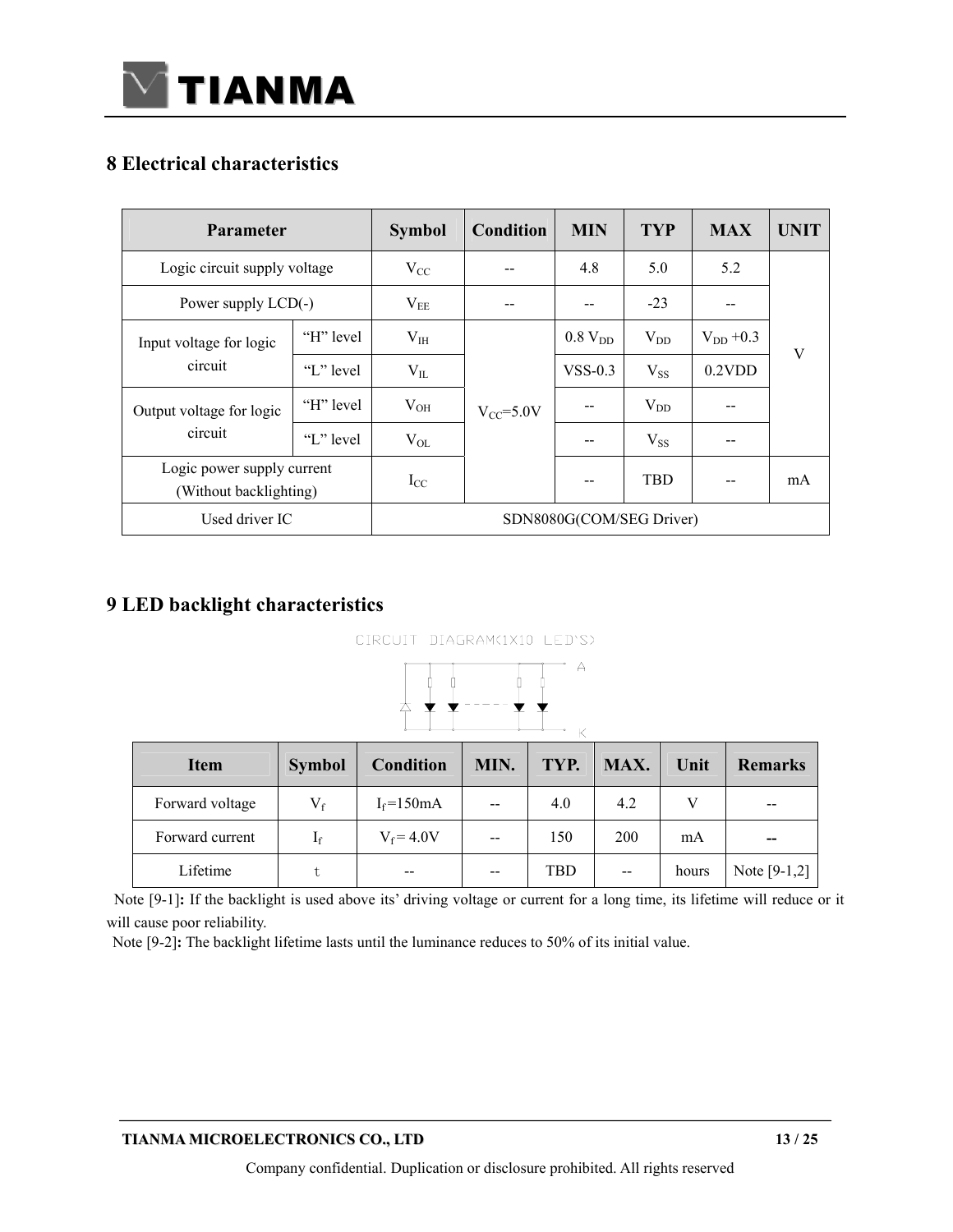## 8 Electrical characteristics

| Parameter | | Symbol | Condition | MIN | TYP | MAX | UNIT |
|---|---|---|---|---|---|---|---|
| Logic circuit supply voltage | | $V_{CC}$ | -- | 4.8 | 5.0 | 5.2 | V |
| Power supply LCD(-) | | $V_{EE}$ | -- | -- | -23 | -- | |
| Input voltage for logic circuit | "H" level | $V_{IH}$ | $V_{CC}$=5.0V | 0.8 $V_{DD}$ | $V_{DD}$ | $V_{DD}$ +0.3 | |
| | "L" level | $V_{IL}$ | | VSS-0.3 | $V_{SS}$ | 0.2VDD | |
| Output voltage for logic circuit | "H" level | $V_{OH}$ | | -- | $V_{DD}$ | -- | |
| | "L" level | $V_{OL}$ | | -- | $V_{SS}$ | -- | |
| Logic power supply current (Without backlighting) | | $I_{CC}$ | | -- | TBD | -- | mA |
| Used driver IC | | SDN8080G(COM/SEG Driver) | | | | | |

## 9 LED backlight characteristics

CIRCUIT DIAGRAM(1X10 LED'S)

A

K

| Item | Symbol | Condition | MIN. | TYP. | MAX. | Unit | Remarks |
|---|---|---|---|---|---|---|---|
| Forward voltage | $V_f$ | $I_f$=150mA | -- | 4.0 | 4.2 | V | -- |
| Forward current | $I_f$ | $V_f$= 4.0V | -- | 150 | 200 | mA | -- |
| Lifetime | t | -- | -- | TBD | -- | hours | Note [9-1,2] |

Note [9-1]**:** If the backlight is used above its' driving voltage or current for a long time, its lifetime will reduce or it will cause poor reliability.

Note [9-2]**:** The backlight lifetime lasts until the luminance reduces to 50% of its initial value.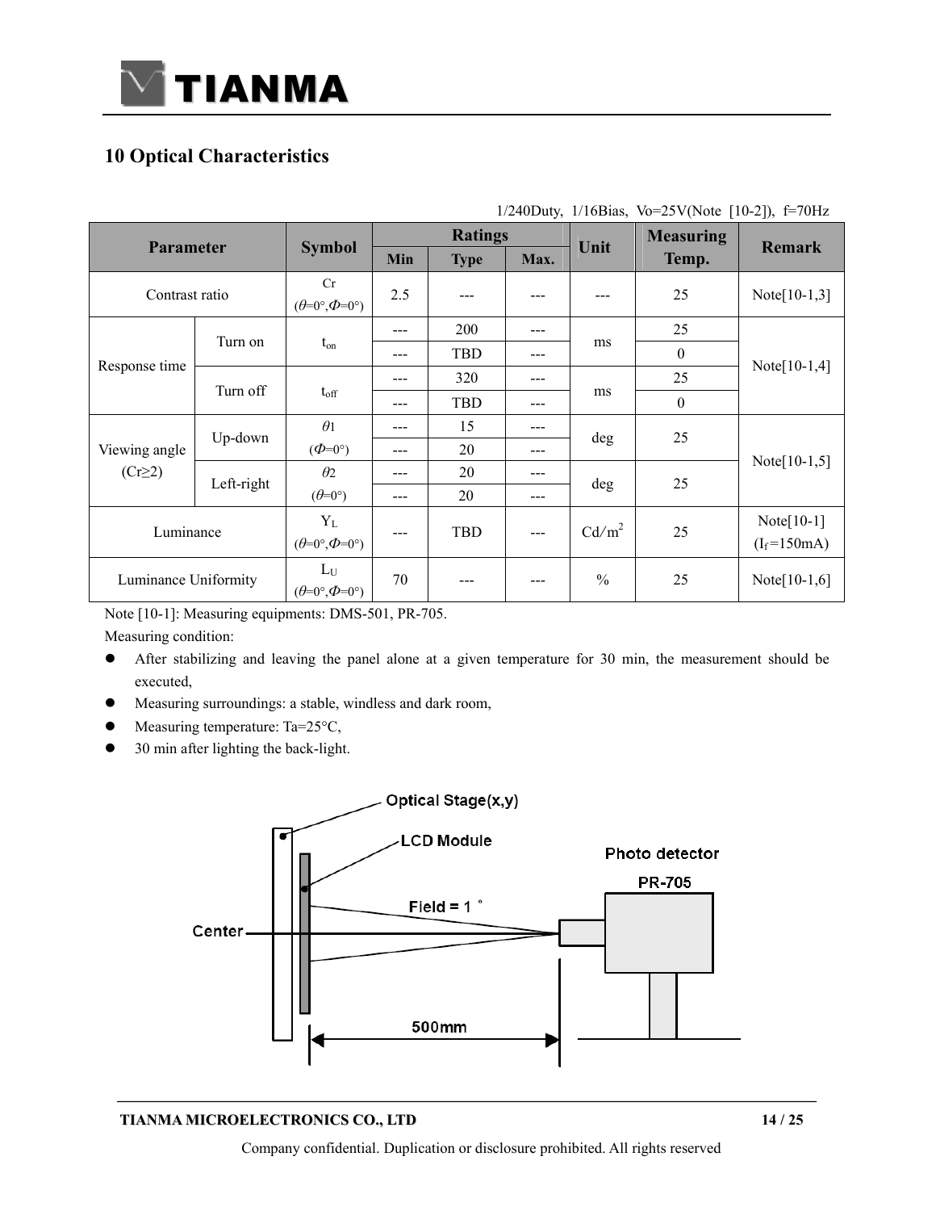## 10 Optical Characteristics

1/240Duty, 1/16Bias, Vo=25V(Note [10-2]), f=70Hz

| Parameter | | Symbol | Ratings | | | Unit | Measuring Temp. | Remark |
|---|---|---|---|---|---|---|---|---|
| | | | Min | Type | Max. | | | |
| Contrast ratio | | Cr ($\theta$=0°,$\Phi$=0°) | 2.5 | --- | --- | --- | 25 | Note[10-1,3] |
| Response time | Turn on | $t_{on}$ | --- | 200 | --- | ms | 25 | Note[10-1,4] |
| | | | --- | TBD | --- | | 0 | |
| | Turn off | $t_{off}$ | --- | 320 | --- | ms | 25 | |
| | | | --- | TBD | --- | | 0 | |
| Viewing angle (Cr≥2) | Up-down | $\theta$1 ($\Phi$=0°) | --- | 15 | --- | deg | 25 | Note[10-1,5] |
| | | | --- | 20 | --- | | | |
| | Left-right | $\theta$2 ($\theta$=0°) | --- | 20 | --- | deg | 25 | |
| | | | --- | 20 | --- | | | |
| Luminance | | $Y_L$ ($\theta$=0°,$\Phi$=0°) | --- | TBD | --- | Cd/m$^2$ | 25 | Note[10-1] ($I_f$=150mA) |
| Luminance Uniformity | | $L_U$ ($\theta$=0°,$\Phi$=0°) | 70 | --- | --- | % | 25 | Note[10-1,6] |

Note [10-1]: Measuring equipments: DMS-501, PR-705.

Measuring condition:

- After stabilizing and leaving the panel alone at a given temperature for 30 min, the measurement should be executed,
- Measuring surroundings: a stable, windless and dark room,
- Measuring temperature: Ta=25°C,
- 30 min after lighting the back-light.

Optical Stage(x,y)

LCD Module

Photo detector

PR-705

Field = 1 °

Center

500mm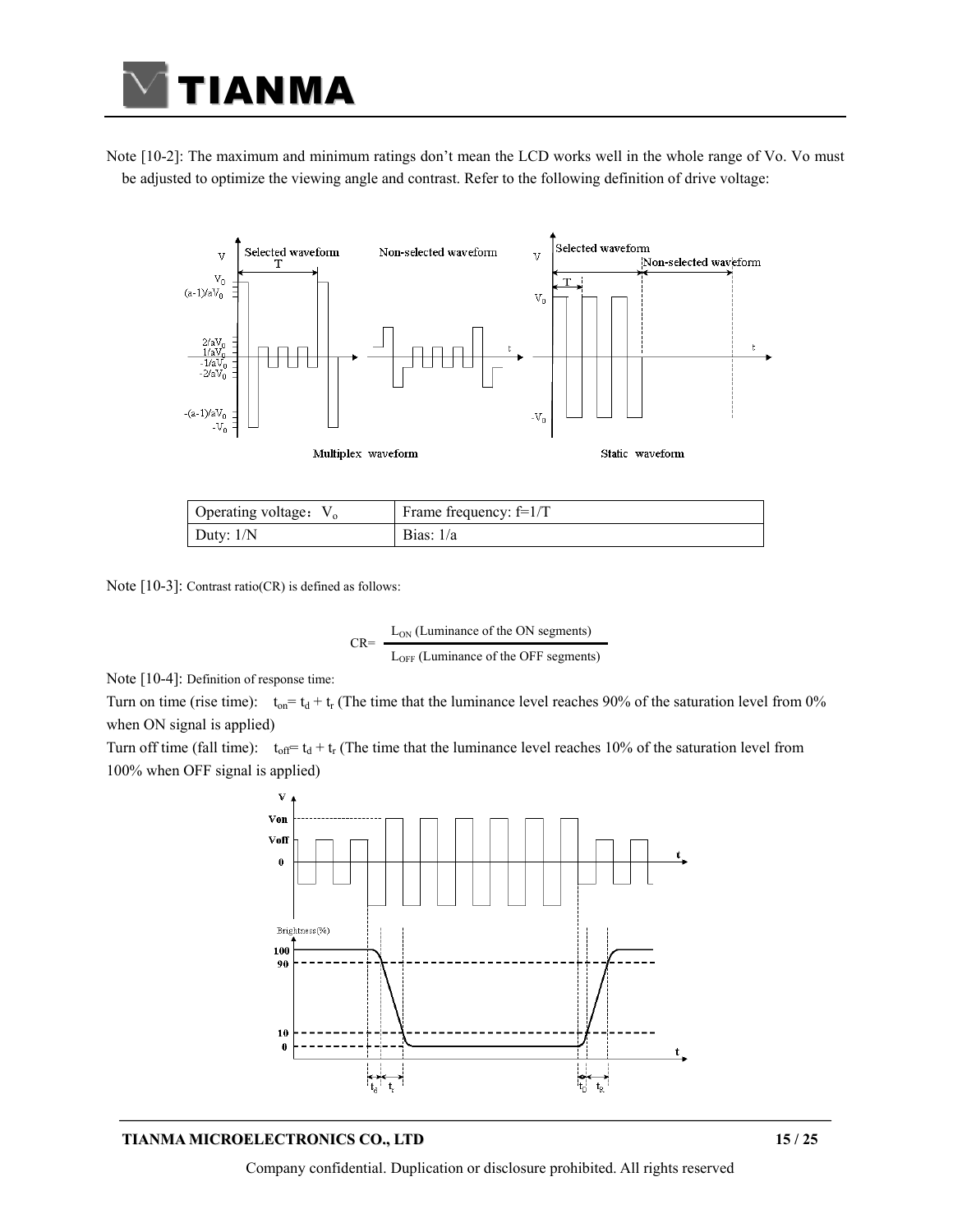Note [10-2]: The maximum and minimum ratings don't mean the LCD works well in the whole range of Vo. Vo must be adjusted to optimize the viewing angle and contrast. Refer to the following definition of drive voltage:

V
Selected waveform
T
Non-selected waveform
$V_0$
$(a-1)/aV_0$
$2/aV_0$
$1/aV_0$
$-1/aV_0$
$-2/aV_0$
$-(a-1)/aV_0$
$-V_0$
t
Multiplex waveform

V
Selected waveform
Non-selected waveform
T
$V_0$
$-V_0$
t
Static waveform

| | |
|---|---|
| Operating voltage：$V_o$ | Frame frequency: f=1/T |
| Duty: 1/N | Bias: 1/a |

Note [10-3]: Contrast ratio(CR) is defined as follows:

$$CR = \frac{L_{ON} \text{ (Luminance of the ON segments)}}{L_{OFF} \text{ (Luminance of the OFF segments)}}$$

Note [10-4]: Definition of response time:

Turn on time (rise time): $t_{on} = t_d + t_r$ (The time that the luminance level reaches 90% of the saturation level from 0% when ON signal is applied)

Turn off time (fall time): $t_{off} = t_d + t_r$ (The time that the luminance level reaches 10% of the saturation level from 100% when OFF signal is applied)

V
Von
Voff
0
t
Brightness(%)
100
90
10
0
t
$t_d$ $t_r$
$t_D$ $t_R$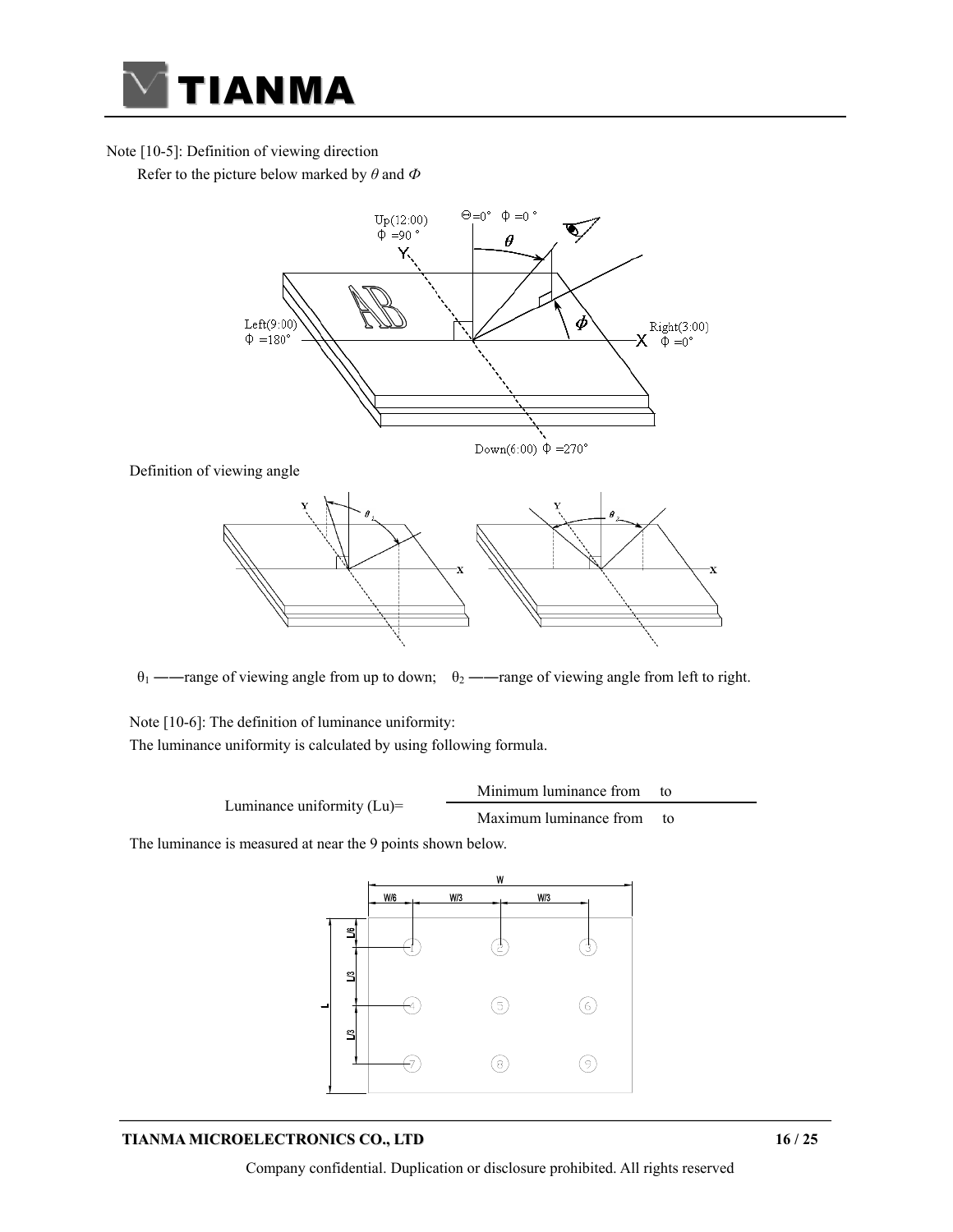Note [10-5]: Definition of viewing direction

Refer to the picture below marked by $\theta$ and $\Phi$

Up(12:00) $\Phi$ =90 °

$\Theta$=0° $\Phi$ =0 °

$\theta$

Y

Left(9:00) $\Phi$ =180°

$\phi$

Right(3:00) X $\Phi$ =0°

Down(6:00) $\Phi$ =270°

Definition of viewing angle

Y $\theta_1$ X

Y $\theta_2$ X

$\theta_1$ ——range of viewing angle from up to down; $\theta_2$ ——range of viewing angle from left to right.

Note [10-6]: The definition of luminance uniformity:

The luminance uniformity is calculated by using following formula.

$$\text{Luminance uniformity (Lu)} = \frac{\text{Minimum luminance from} \quad \text{to}}{\text{Maximum luminance from} \quad \text{to}}$$

The luminance is measured at near the 9 points shown below.

W

W/6 W/3 W/3

L L/6 L/3 L/3

1 2 3

4 5 6

7 8 9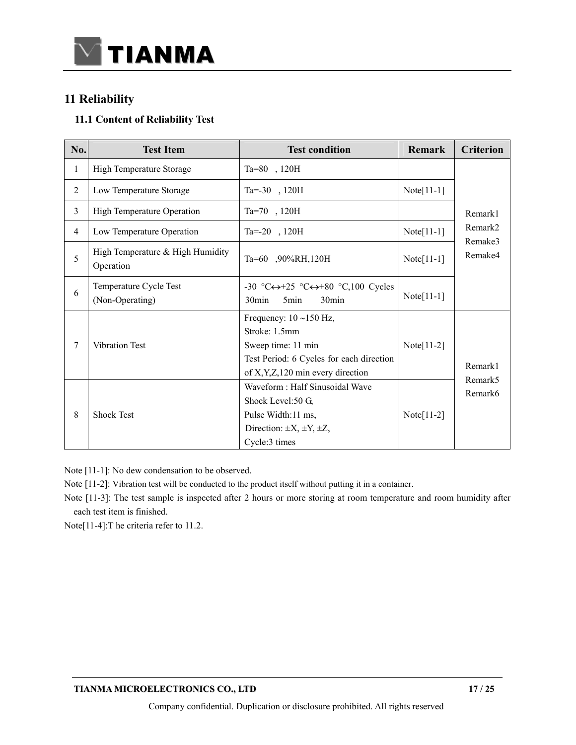# 11 Reliability

## 11.1 Content of Reliability Test

| No. | Test Item | Test condition | Remark | Criterion |
|---|---|---|---|---|
| 1 | High Temperature Storage | Ta=80 , 120H | | Remark1<br>Remark2<br>Remake3<br>Remake4 |
| 2 | Low Temperature Storage | Ta=-30 , 120H | Note[11-1] | |
| 3 | High Temperature Operation | Ta=70 , 120H | | |
| 4 | Low Temperature Operation | Ta=-20 , 120H | Note[11-1] | |
| 5 | High Temperature & High Humidity Operation | Ta=60 ,90%RH,120H | Note[11-1] | |
| 6 | Temperature Cycle Test (Non-Operating) | -30 °C↔+25 °C↔+80 °C,100 Cycles<br>30min 5min 30min | Note[11-1] | |
| 7 | Vibration Test | Frequency: 10 ~150 Hz,<br>Stroke: 1.5mm<br>Sweep time: 11 min<br>Test Period: 6 Cycles for each direction of X,Y,Z,120 min every direction | Note[11-2] | Remark1<br>Remark5<br>Remark6 |
| 8 | Shock Test | Waveform : Half Sinusoidal Wave<br>Shock Level:50 G,<br>Pulse Width:11 ms,<br>Direction: ±X, ±Y, ±Z,<br>Cycle:3 times | Note[11-2] | |

Note [11-1]: No dew condensation to be observed.

Note [11-2]: Vibration test will be conducted to the product itself without putting it in a container.

Note [11-3]: The test sample is inspected after 2 hours or more storing at room temperature and room humidity after each test item is finished.

Note[11-4]:T he criteria refer to 11.2.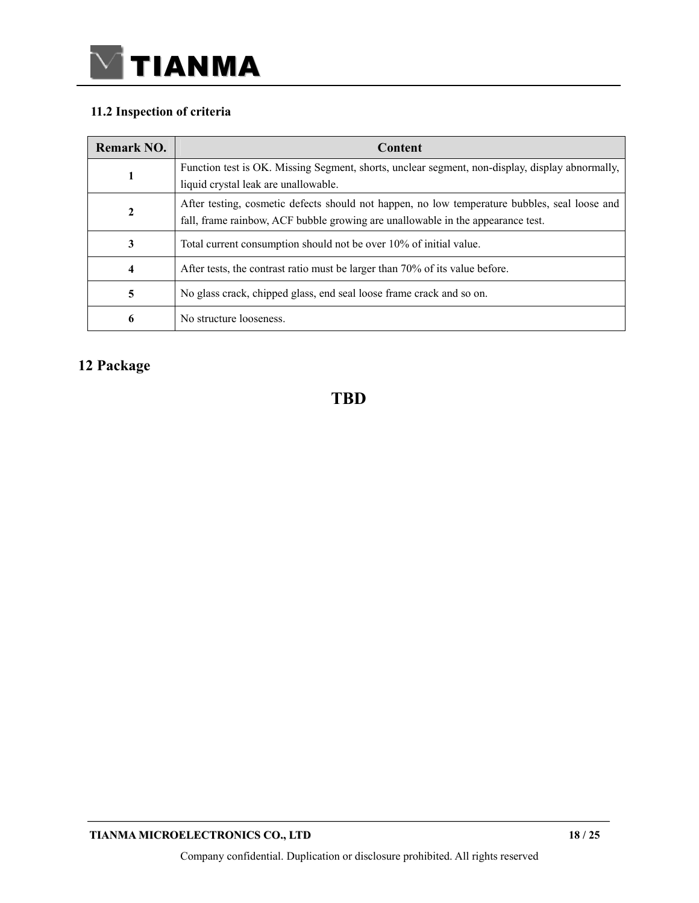### 11.2 Inspection of criteria

| Remark NO. | Content |
|---|---|
| 1 | Function test is OK. Missing Segment, shorts, unclear segment, non-display, display abnormally, liquid crystal leak are unallowable. |
| 2 | After testing, cosmetic defects should not happen, no low temperature bubbles, seal loose and fall, frame rainbow, ACF bubble growing are unallowable in the appearance test. |
| 3 | Total current consumption should not be over 10% of initial value. |
| 4 | After tests, the contrast ratio must be larger than 70% of its value before. |
| 5 | No glass crack, chipped glass, end seal loose frame crack and so on. |
| 6 | No structure looseness. |

## 12 Package

**TBD**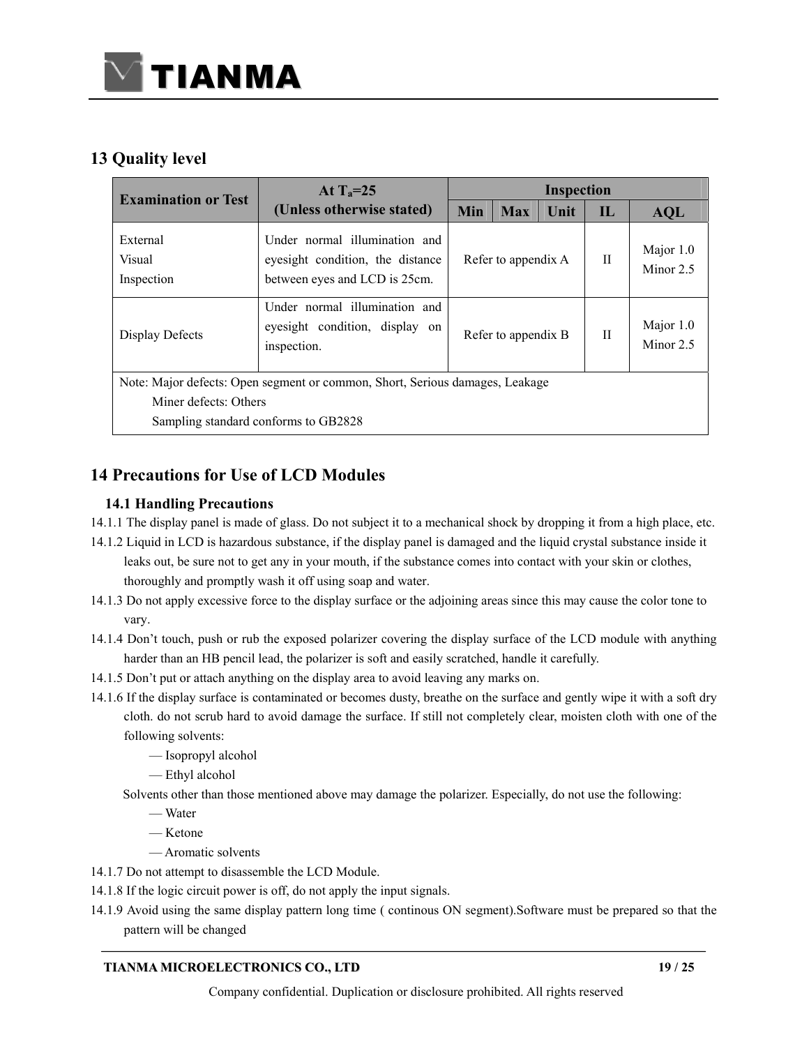## 13 Quality level

| Examination or Test | At $T_a$=25 (Unless otherwise stated) | Inspection | | | | |
|---|---|---|---|---|---|---|
| | | Min | Max | Unit | IL | AQL |
| External Visual Inspection | Under normal illumination and eyesight condition, the distance between eyes and LCD is 25cm. | Refer to appendix A | | | II | Major 1.0 Minor 2.5 |
| Display Defects | Under normal illumination and eyesight condition, display on inspection. | Refer to appendix B | | | II | Major 1.0 Minor 2.5 |
| Note: Major defects: Open segment or common, Short, Serious damages, Leakage<br>Miner defects: Others<br>Sampling standard conforms to GB2828 | | | | | | |

## 14 Precautions for Use of LCD Modules

### 14.1 Handling Precautions

14.1.1 The display panel is made of glass. Do not subject it to a mechanical shock by dropping it from a high place, etc.

14.1.2 Liquid in LCD is hazardous substance, if the display panel is damaged and the liquid crystal substance inside it leaks out, be sure not to get any in your mouth, if the substance comes into contact with your skin or clothes, thoroughly and promptly wash it off using soap and water.

14.1.3 Do not apply excessive force to the display surface or the adjoining areas since this may cause the color tone to vary.

14.1.4 Don't touch, push or rub the exposed polarizer covering the display surface of the LCD module with anything harder than an HB pencil lead, the polarizer is soft and easily scratched, handle it carefully.

14.1.5 Don't put or attach anything on the display area to avoid leaving any marks on.

14.1.6 If the display surface is contaminated or becomes dusty, breathe on the surface and gently wipe it with a soft dry cloth. do not scrub hard to avoid damage the surface. If still not completely clear, moisten cloth with one of the following solvents:

— Isopropyl alcohol

— Ethyl alcohol

Solvents other than those mentioned above may damage the polarizer. Especially, do not use the following:

— Water

— Ketone

— Aromatic solvents

14.1.7 Do not attempt to disassemble the LCD Module.

14.1.8 If the logic circuit power is off, do not apply the input signals.

14.1.9 Avoid using the same display pattern long time ( continous ON segment).Software must be prepared so that the pattern will be changed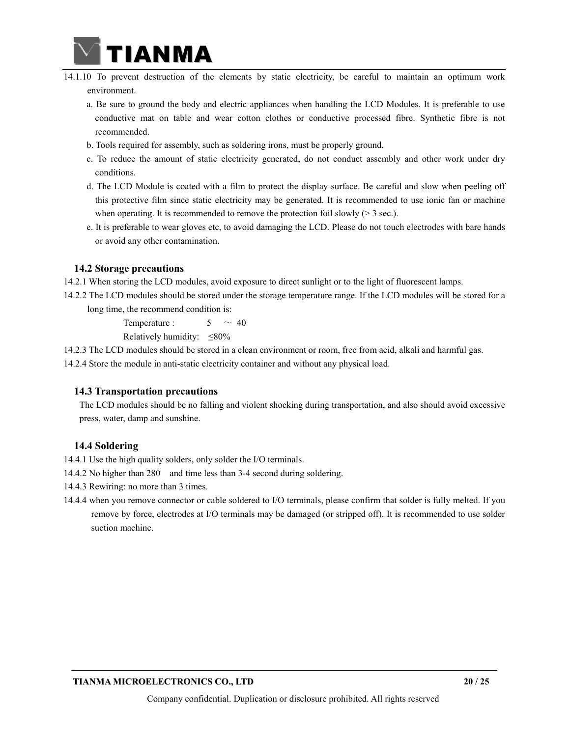14.1.10 To prevent destruction of the elements by static electricity, be careful to maintain an optimum work environment.

a. Be sure to ground the body and electric appliances when handling the LCD Modules. It is preferable to use conductive mat on table and wear cotton clothes or conductive processed fibre. Synthetic fibre is not recommended.

b. Tools required for assembly, such as soldering irons, must be properly ground.

c. To reduce the amount of static electricity generated, do not conduct assembly and other work under dry conditions.

d. The LCD Module is coated with a film to protect the display surface. Be careful and slow when peeling off this protective film since static electricity may be generated. It is recommended to use ionic fan or machine when operating. It is recommended to remove the protection foil slowly (> 3 sec.).

e. It is preferable to wear gloves etc, to avoid damaging the LCD. Please do not touch electrodes with bare hands or avoid any other contamination.

## 14.2 Storage precautions

14.2.1 When storing the LCD modules, avoid exposure to direct sunlight or to the light of fluorescent lamps.

14.2.2 The LCD modules should be stored under the storage temperature range. If the LCD modules will be stored for a long time, the recommend condition is:

Temperature : 5 ～ 40

Relatively humidity: ≤80%

14.2.3 The LCD modules should be stored in a clean environment or room, free from acid, alkali and harmful gas.

14.2.4 Store the module in anti-static electricity container and without any physical load.

## 14.3 Transportation precautions

The LCD modules should be no falling and violent shocking during transportation, and also should avoid excessive press, water, damp and sunshine.

## 14.4 Soldering

14.4.1 Use the high quality solders, only solder the I/O terminals.

14.4.2 No higher than 280 and time less than 3-4 second during soldering.

14.4.3 Rewiring: no more than 3 times.

14.4.4 when you remove connector or cable soldered to I/O terminals, please confirm that solder is fully melted. If you remove by force, electrodes at I/O terminals may be damaged (or stripped off). It is recommended to use solder suction machine.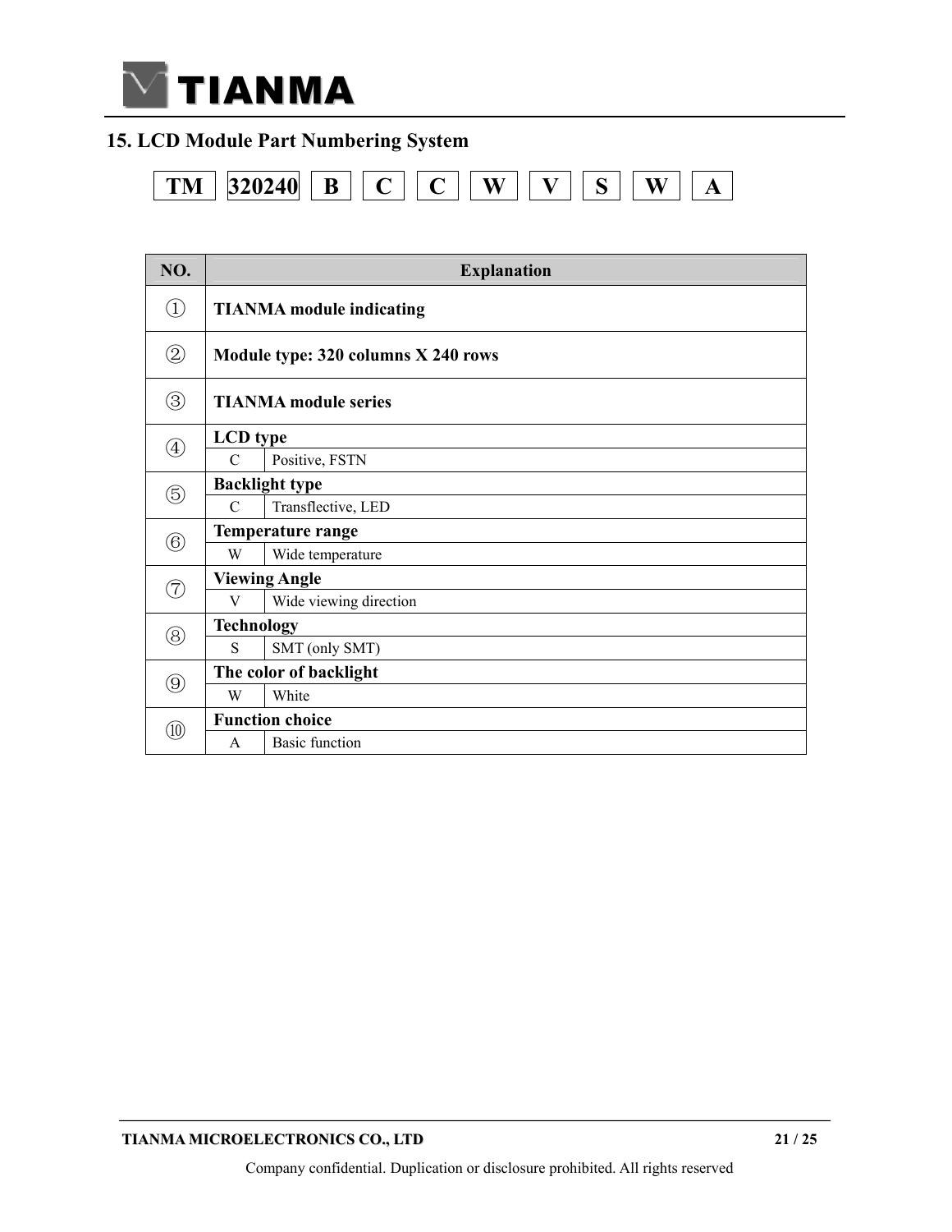## 15. LCD Module Part Numbering System

| TM | 320240 | B | C | C | W | V | S | W | A |
|---|---|---|---|---|---|---|---|---|---|

| NO. | Explanation | |
|---|---|---|
| ① | **TIANMA module indicating** | |
| ② | **Module type: 320 columns X 240 rows** | |
| ③ | **TIANMA module series** | |
| ④ | **LCD type** | |
| | C | Positive, FSTN |
| ⑤ | **Backlight type** | |
| | C | Transflective, LED |
| ⑥ | **Temperature range** | |
| | W | Wide temperature |
| ⑦ | **Viewing Angle** | |
| | V | Wide viewing direction |
| ⑧ | **Technology** | |
| | S | SMT (only SMT) |
| ⑨ | **The color of backlight** | |
| | W | White |
| ⑩ | **Function choice** | |
| | A | Basic function |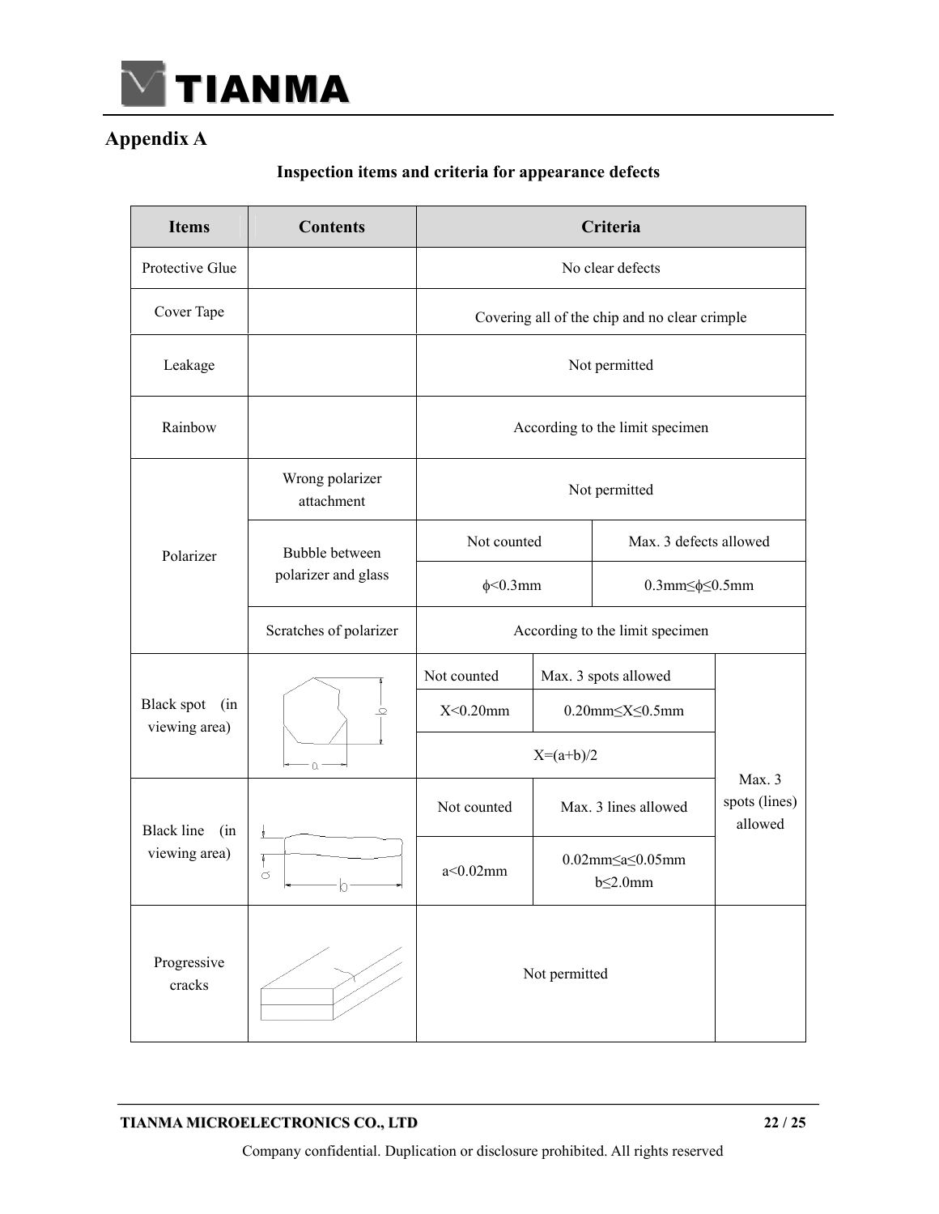## Appendix A

### Inspection items and criteria for appearance defects

| Items | Contents | Criteria | | |
|---|---|---|---|---|
| Protective Glue | | No clear defects | | |
| Cover Tape | | Covering all of the chip and no clear crimple | | |
| Leakage | | Not permitted | | |
| Rainbow | | According to the limit specimen | | |
| Polarizer | Wrong polarizer attachment | Not permitted | | |
| | Bubble between polarizer and glass | Not counted | Max. 3 defects allowed | |
| | | ϕ<0.3mm | 0.3mm≤ϕ≤0.5mm | |
| | Scratches of polarizer | According to the limit specimen | | |
| Black spot (in viewing area) | | Not counted | Max. 3 spots allowed | Max. 3 spots (lines) allowed |
| | | X<0.20mm | 0.20mm≤X≤0.5mm | |
| | | X=(a+b)/2 | | |
| Black line (in viewing area) | | Not counted | Max. 3 lines allowed | |
| | | a<0.02mm | 0.02mm≤a≤0.05mm b≤2.0mm | |
| Progressive cracks | | Not permitted | | |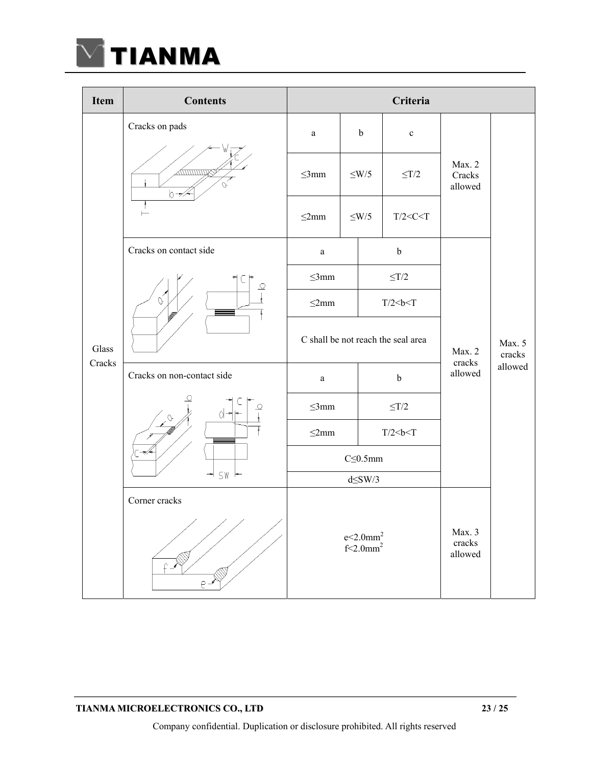| Item | Contents | Criteria | | | | |
|---|---|---|---|---|---|---|
| Glass Cracks | Cracks on pads | a | b | c | Max. 2 Cracks allowed | Max. 5 cracks allowed |
| | | ≤3mm | ≤W/5 | ≤T/2 | | |
| | | ≤2mm | ≤W/5 | T/2<C<T | | |
| | Cracks on contact side | a | b | | Max. 2 cracks allowed | |
| | | ≤3mm | ≤T/2 | | | |
| | | ≤2mm | T/2<b<T | | | |
| | | C shall be not reach the seal area | | | | |
| | Cracks on non-contact side | a | b | | | |
| | | ≤3mm | ≤T/2 | | | |
| | | ≤2mm | T/2<b<T | | | |
| | | C≤0.5mm | | | | |
| | | d≤SW/3 | | | | |
| | Corner cracks | $e<2.0mm^2$ $f<2.0mm^2$ | | | Max. 3 cracks allowed | |

Company confidential. Duplication or disclosure prohibited. All rights reserved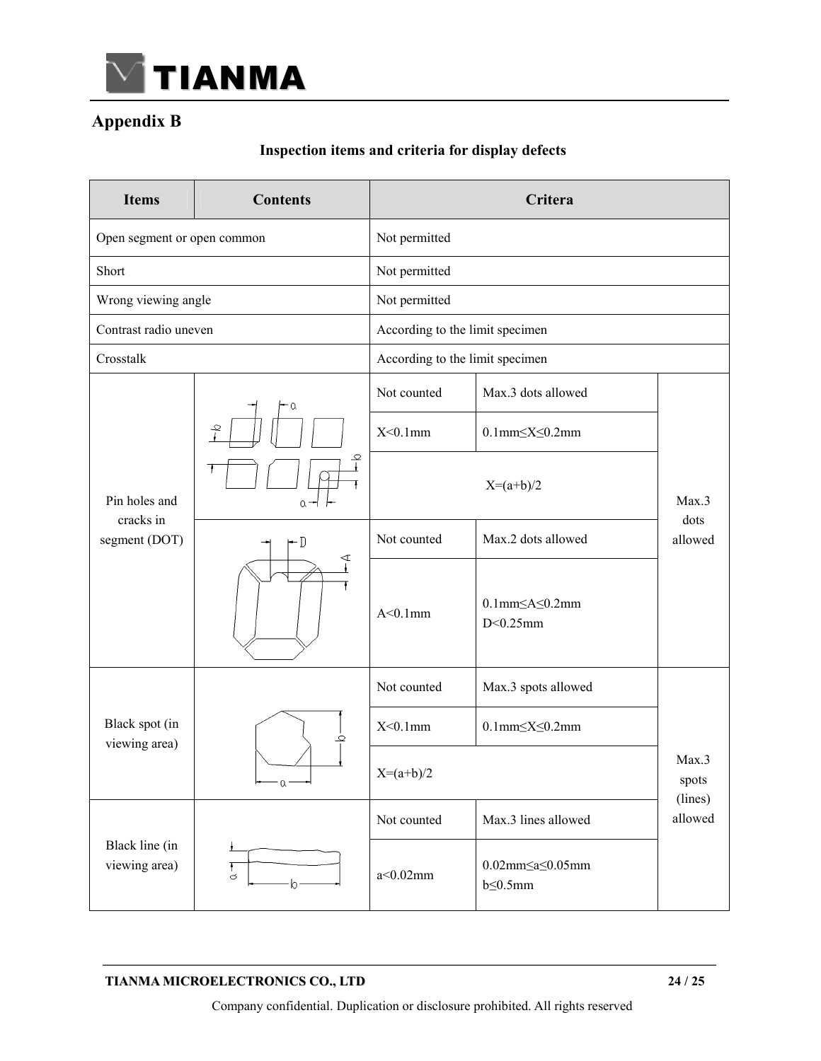## Appendix B

**Inspection items and criteria for display defects**

| Items | Contents | Critera | | |
|---|---|---|---|---|
| Open segment or open common | | Not permitted | | |
| Short | | Not permitted | | |
| Wrong viewing angle | | Not permitted | | |
| Contrast radio uneven | | According to the limit specimen | | |
| Crosstalk | | According to the limit specimen | | |
| Pin holes and cracks in segment (DOT) | | Not counted | Max.3 dots allowed | Max.3 dots allowed |
| | | X<0.1mm | 0.1mm≤X≤0.2mm | |
| | | X=(a+b)/2 | | |
| | | Not counted | Max.2 dots allowed | |
| | | A<0.1mm | 0.1mm≤A≤0.2mm D<0.25mm | |
| Black spot (in viewing area) | | Not counted | Max.3 spots allowed | Max.3 spots (lines) allowed |
| | | X<0.1mm | 0.1mm≤X≤0.2mm | |
| | | X=(a+b)/2 | | |
| Black line (in viewing area) | | Not counted | Max.3 lines allowed | |
| | | a<0.02mm | 0.02mm≤a≤0.05mm b≤0.5mm | |

**TIANMA MICROELECTRONICS CO., LTD**

Company confidential. Duplication or disclosure prohibited. All rights reserved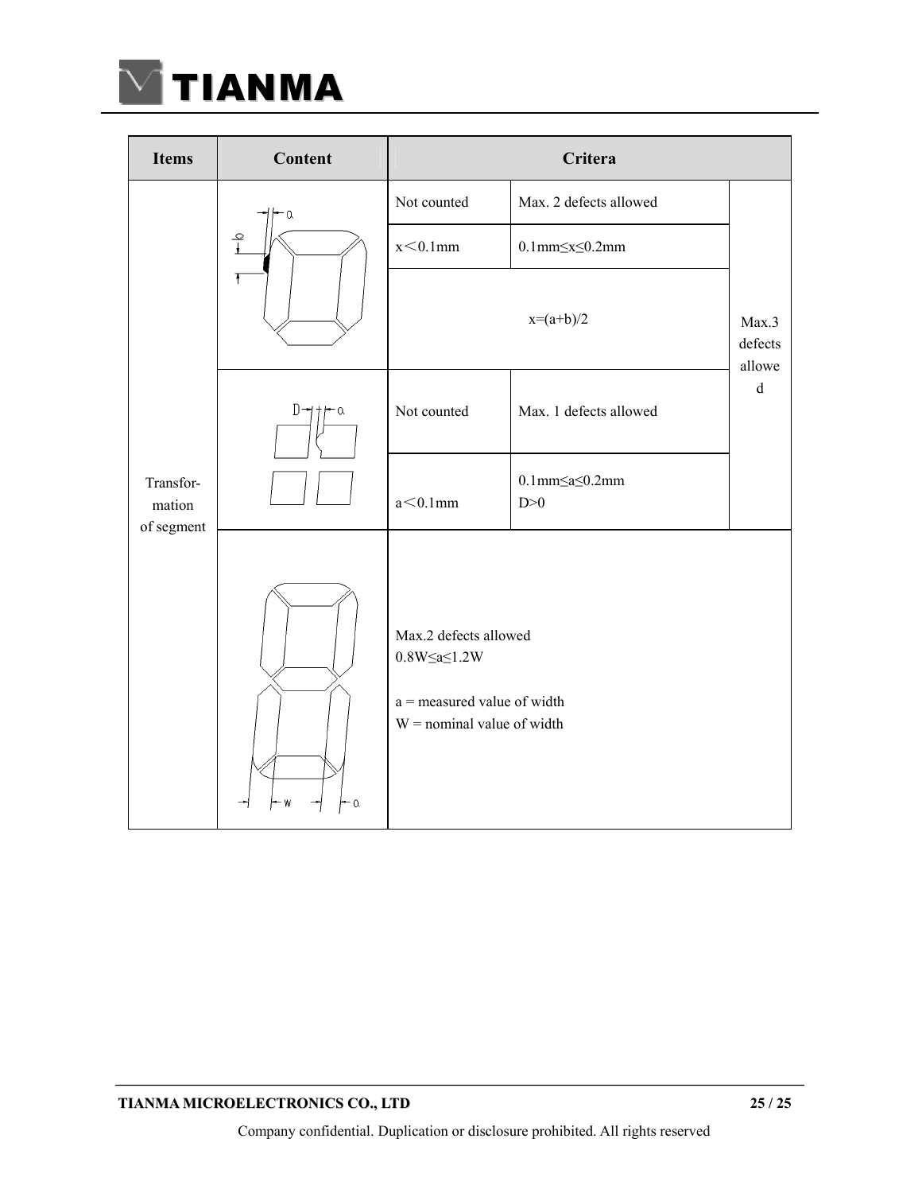| Items | Content | Critera | | |
|---|---|---|---|---|
| Transfor-mation of segment | | Not counted | Max. 2 defects allowed | Max.3 defects allowed |
| | | x<0.1mm | 0.1mm≤x≤0.2mm | |
| | | x=(a+b)/2 | | |
| | | Not counted | Max. 1 defects allowed | |
| | | a<0.1mm | 0.1mm≤a≤0.2mm D>0 | |
| | | Max.2 defects allowed 0.8W≤a≤1.2W a = measured value of width W = nominal value of width | | |

TIANMA MICROELECTRONICS CO., LTD

Company confidential. Duplication or disclosure prohibited. All rights reserved